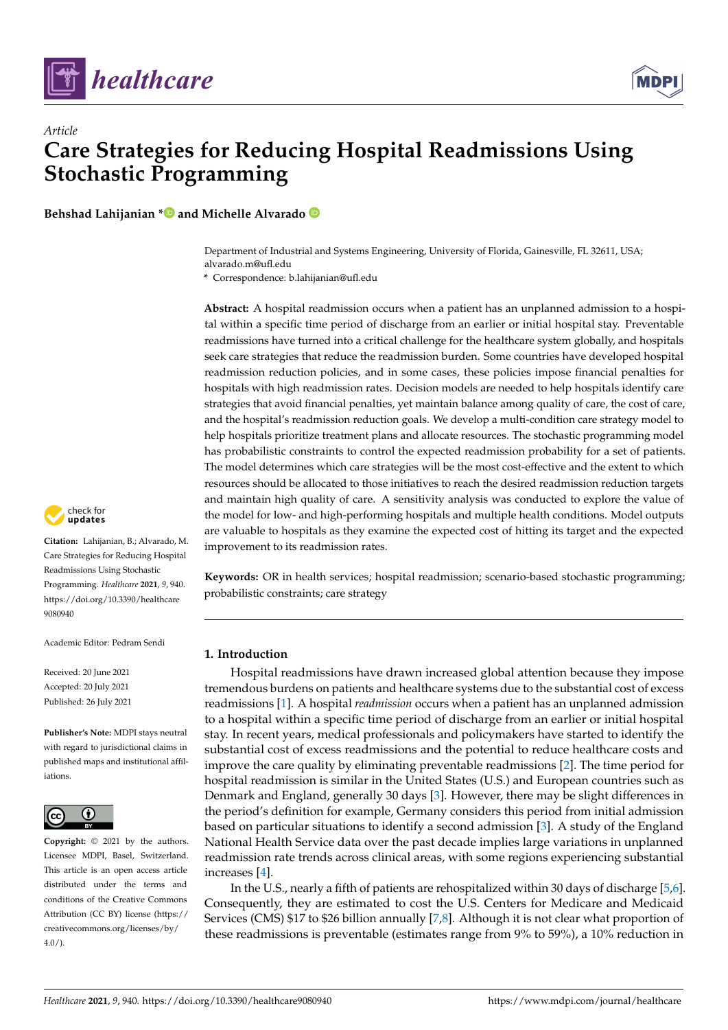*Article*

# Care Strategies for Reducing Hospital Readmissions Using Stochastic Programming

**Behshad Lahijanian * and Michelle Alvarado**

Department of Industrial and Systems Engineering, University of Florida, Gainesville, FL 32611, USA; alvarado.m@ufl.edu

\* Correspondence: b.lahijanian@ufl.edu

**Abstract:** A hospital readmission occurs when a patient has an unplanned admission to a hospital within a specific time period of discharge from an earlier or initial hospital stay. Preventable readmissions have turned into a critical challenge for the healthcare system globally, and hospitals seek care strategies that reduce the readmission burden. Some countries have developed hospital readmission reduction policies, and in some cases, these policies impose financial penalties for hospitals with high readmission rates. Decision models are needed to help hospitals identify care strategies that avoid financial penalties, yet maintain balance among quality of care, the cost of care, and the hospital's readmission reduction goals. We develop a multi-condition care strategy model to help hospitals prioritize treatment plans and allocate resources. The stochastic programming model has probabilistic constraints to control the expected readmission probability for a set of patients. The model determines which care strategies will be the most cost-effective and the extent to which resources should be allocated to those initiatives to reach the desired readmission reduction targets and maintain high quality of care. A sensitivity analysis was conducted to explore the value of the model for low- and high-performing hospitals and multiple health conditions. Model outputs are valuable to hospitals as they examine the expected cost of hitting its target and the expected improvement to its readmission rates.

**Keywords:** OR in health services; hospital readmission; scenario-based stochastic programming; probabilistic constraints; care strategy

**Citation:** Lahijanian, B.; Alvarado, M. Care Strategies for Reducing Hospital Readmissions Using Stochastic Programming. *Healthcare* **2021**, *9*, 940. https://doi.org/10.3390/healthcare9080940

Academic Editor: Pedram Sendi

Received: 20 June 2021
Accepted: 20 July 2021
Published: 26 July 2021

**Publisher's Note:** MDPI stays neutral with regard to jurisdictional claims in published maps and institutional affiliations.

**Copyright:** © 2021 by the authors. Licensee MDPI, Basel, Switzerland. This article is an open access article distributed under the terms and conditions of the Creative Commons Attribution (CC BY) license (https://creativecommons.org/licenses/by/4.0/).

## 1. Introduction

Hospital readmissions have drawn increased global attention because they impose tremendous burdens on patients and healthcare systems due to the substantial cost of excess readmissions [1]. A hospital *readmission* occurs when a patient has an unplanned admission to a hospital within a specific time period of discharge from an earlier or initial hospital stay. In recent years, medical professionals and policymakers have started to identify the substantial cost of excess readmissions and the potential to reduce healthcare costs and improve the care quality by eliminating preventable readmissions [2]. The time period for hospital readmission is similar in the United States (U.S.) and European countries such as Denmark and England, generally 30 days [3]. However, there may be slight differences in the period's definition for example, Germany considers this period from initial admission based on particular situations to identify a second admission [3]. A study of the England National Health Service data over the past decade implies large variations in unplanned readmission rate trends across clinical areas, with some regions experiencing substantial increases [4].

In the U.S., nearly a fifth of patients are rehospitalized within 30 days of discharge [5,6]. Consequently, they are estimated to cost the U.S. Centers for Medicare and Medicaid Services (CMS) $17 to $26 billion annually [7,8]. Although it is not clear what proportion of these readmissions is preventable (estimates range from 9% to 59%), a 10% reduction in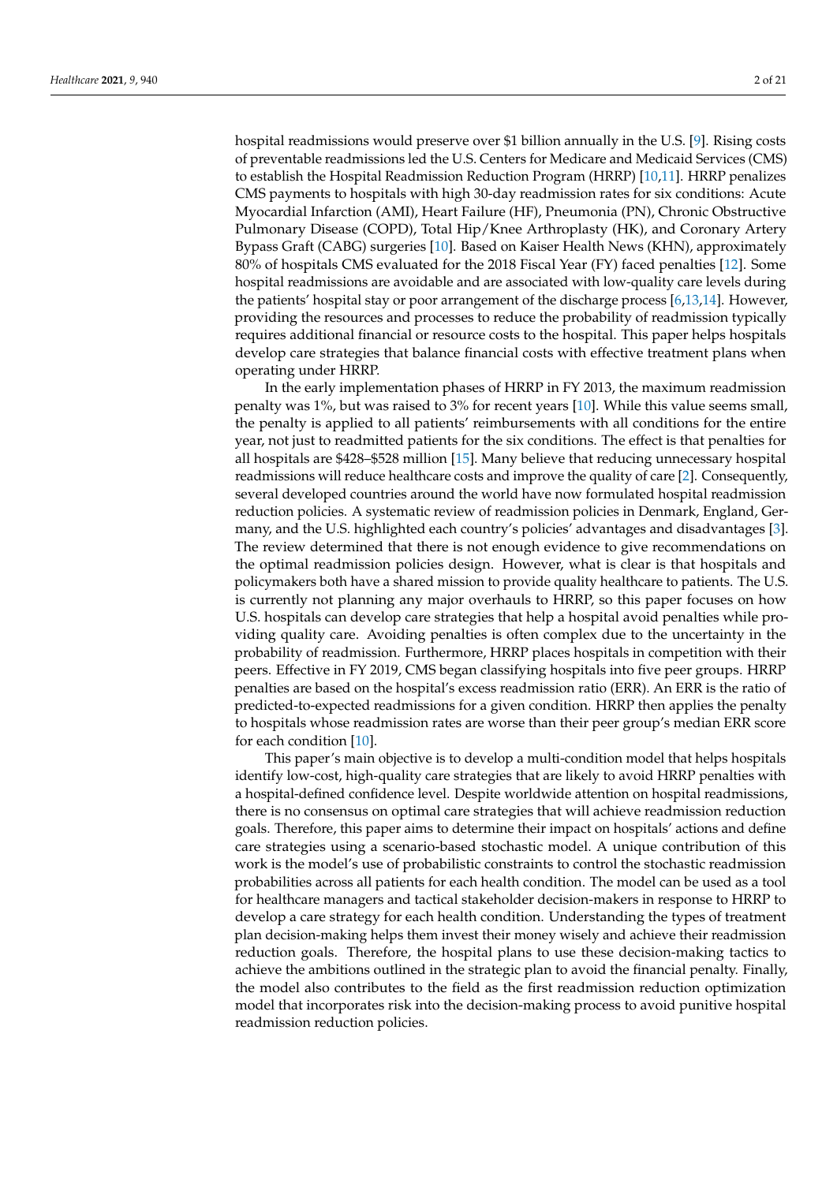hospital readmissions would preserve over $1 billion annually in the U.S. [9]. Rising costs of preventable readmissions led the U.S. Centers for Medicare and Medicaid Services (CMS) to establish the Hospital Readmission Reduction Program (HRRP) [10,11]. HRRP penalizes CMS payments to hospitals with high 30-day readmission rates for six conditions: Acute Myocardial Infarction (AMI), Heart Failure (HF), Pneumonia (PN), Chronic Obstructive Pulmonary Disease (COPD), Total Hip/Knee Arthroplasty (HK), and Coronary Artery Bypass Graft (CABG) surgeries [10]. Based on Kaiser Health News (KHN), approximately 80% of hospitals CMS evaluated for the 2018 Fiscal Year (FY) faced penalties [12]. Some hospital readmissions are avoidable and are associated with low-quality care levels during the patients' hospital stay or poor arrangement of the discharge process [6,13,14]. However, providing the resources and processes to reduce the probability of readmission typically requires additional financial or resource costs to the hospital. This paper helps hospitals develop care strategies that balance financial costs with effective treatment plans when operating under HRRP.

In the early implementation phases of HRRP in FY 2013, the maximum readmission penalty was 1%, but was raised to 3% for recent years [10]. While this value seems small, the penalty is applied to all patients' reimbursements with all conditions for the entire year, not just to readmitted patients for the six conditions. The effect is that penalties for all hospitals are $428–$528 million [15]. Many believe that reducing unnecessary hospital readmissions will reduce healthcare costs and improve the quality of care [2]. Consequently, several developed countries around the world have now formulated hospital readmission reduction policies. A systematic review of readmission policies in Denmark, England, Germany, and the U.S. highlighted each country's policies' advantages and disadvantages [3]. The review determined that there is not enough evidence to give recommendations on the optimal readmission policies design. However, what is clear is that hospitals and policymakers both have a shared mission to provide quality healthcare to patients. The U.S. is currently not planning any major overhauls to HRRP, so this paper focuses on how U.S. hospitals can develop care strategies that help a hospital avoid penalties while providing quality care. Avoiding penalties is often complex due to the uncertainty in the probability of readmission. Furthermore, HRRP places hospitals in competition with their peers. Effective in FY 2019, CMS began classifying hospitals into five peer groups. HRRP penalties are based on the hospital's excess readmission ratio (ERR). An ERR is the ratio of predicted-to-expected readmissions for a given condition. HRRP then applies the penalty to hospitals whose readmission rates are worse than their peer group's median ERR score for each condition [10].

This paper's main objective is to develop a multi-condition model that helps hospitals identify low-cost, high-quality care strategies that are likely to avoid HRRP penalties with a hospital-defined confidence level. Despite worldwide attention on hospital readmissions, there is no consensus on optimal care strategies that will achieve readmission reduction goals. Therefore, this paper aims to determine their impact on hospitals' actions and define care strategies using a scenario-based stochastic model. A unique contribution of this work is the model's use of probabilistic constraints to control the stochastic readmission probabilities across all patients for each health condition. The model can be used as a tool for healthcare managers and tactical stakeholder decision-makers in response to HRRP to develop a care strategy for each health condition. Understanding the types of treatment plan decision-making helps them invest their money wisely and achieve their readmission reduction goals. Therefore, the hospital plans to use these decision-making tactics to achieve the ambitions outlined in the strategic plan to avoid the financial penalty. Finally, the model also contributes to the field as the first readmission reduction optimization model that incorporates risk into the decision-making process to avoid punitive hospital readmission reduction policies.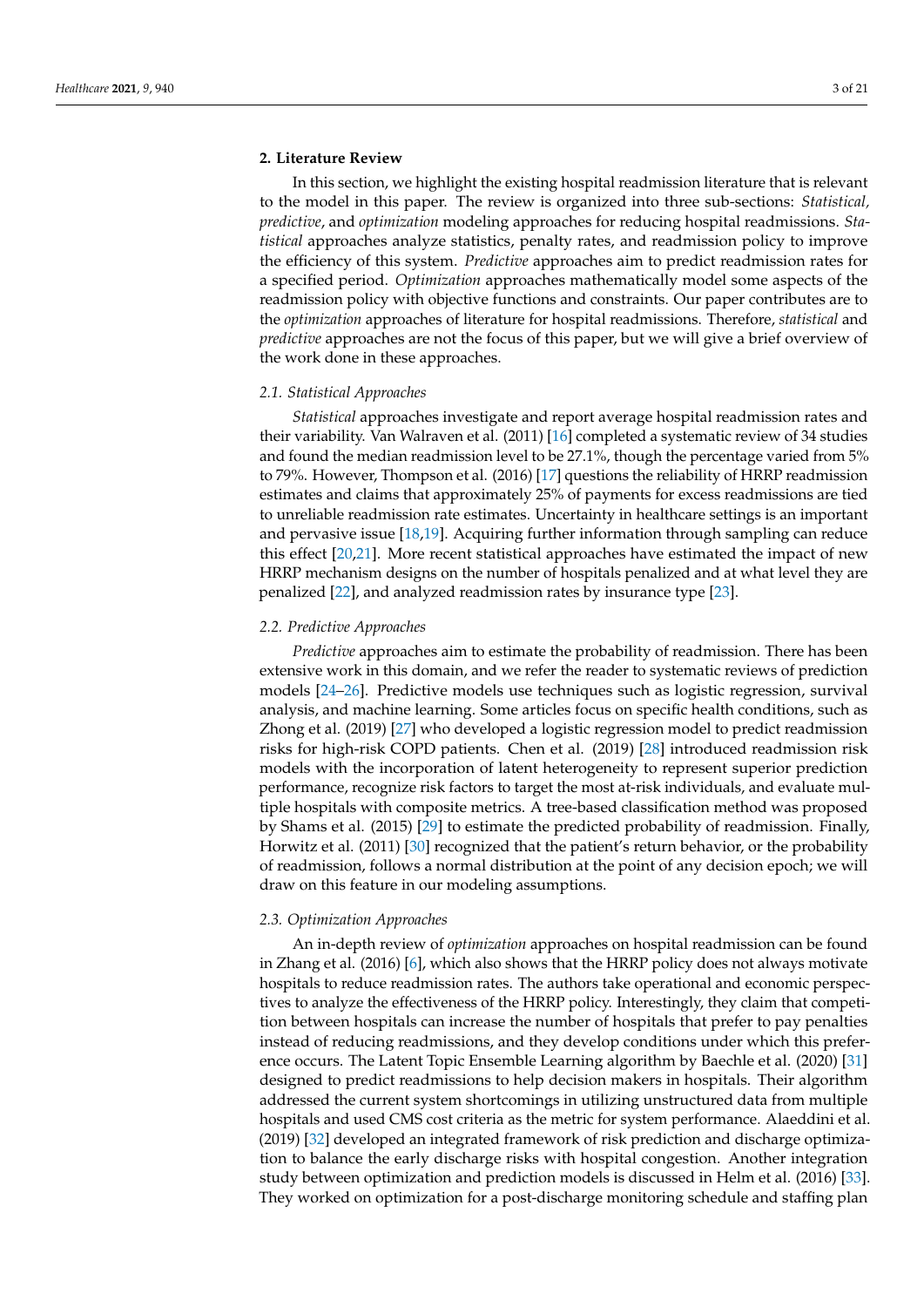## 2. Literature Review

In this section, we highlight the existing hospital readmission literature that is relevant to the model in this paper. The review is organized into three sub-sections: *Statistical*, *predictive*, and *optimization* modeling approaches for reducing hospital readmissions. *Statistical* approaches analyze statistics, penalty rates, and readmission policy to improve the efficiency of this system. *Predictive* approaches aim to predict readmission rates for a specified period. *Optimization* approaches mathematically model some aspects of the readmission policy with objective functions and constraints. Our paper contributes are to the *optimization* approaches of literature for hospital readmissions. Therefore, *statistical* and *predictive* approaches are not the focus of this paper, but we will give a brief overview of the work done in these approaches.

### 2.1. Statistical Approaches

*Statistical* approaches investigate and report average hospital readmission rates and their variability. Van Walraven et al. (2011) [16] completed a systematic review of 34 studies and found the median readmission level to be 27.1%, though the percentage varied from 5% to 79%. However, Thompson et al. (2016) [17] questions the reliability of HRRP readmission estimates and claims that approximately 25% of payments for excess readmissions are tied to unreliable readmission rate estimates. Uncertainty in healthcare settings is an important and pervasive issue [18,19]. Acquiring further information through sampling can reduce this effect [20,21]. More recent statistical approaches have estimated the impact of new HRRP mechanism designs on the number of hospitals penalized and at what level they are penalized [22], and analyzed readmission rates by insurance type [23].

### 2.2. Predictive Approaches

*Predictive* approaches aim to estimate the probability of readmission. There has been extensive work in this domain, and we refer the reader to systematic reviews of prediction models [24–26]. Predictive models use techniques such as logistic regression, survival analysis, and machine learning. Some articles focus on specific health conditions, such as Zhong et al. (2019) [27] who developed a logistic regression model to predict readmission risks for high-risk COPD patients. Chen et al. (2019) [28] introduced readmission risk models with the incorporation of latent heterogeneity to represent superior prediction performance, recognize risk factors to target the most at-risk individuals, and evaluate multiple hospitals with composite metrics. A tree-based classification method was proposed by Shams et al. (2015) [29] to estimate the predicted probability of readmission. Finally, Horwitz et al. (2011) [30] recognized that the patient's return behavior, or the probability of readmission, follows a normal distribution at the point of any decision epoch; we will draw on this feature in our modeling assumptions.

### 2.3. Optimization Approaches

An in-depth review of *optimization* approaches on hospital readmission can be found in Zhang et al. (2016) [6], which also shows that the HRRP policy does not always motivate hospitals to reduce readmission rates. The authors take operational and economic perspectives to analyze the effectiveness of the HRRP policy. Interestingly, they claim that competition between hospitals can increase the number of hospitals that prefer to pay penalties instead of reducing readmissions, and they develop conditions under which this preference occurs. The Latent Topic Ensemble Learning algorithm by Baechle et al. (2020) [31] designed to predict readmissions to help decision makers in hospitals. Their algorithm addressed the current system shortcomings in utilizing unstructured data from multiple hospitals and used CMS cost criteria as the metric for system performance. Alaeddini et al. (2019) [32] developed an integrated framework of risk prediction and discharge optimization to balance the early discharge risks with hospital congestion. Another integration study between optimization and prediction models is discussed in Helm et al. (2016) [33]. They worked on optimization for a post-discharge monitoring schedule and staffing plan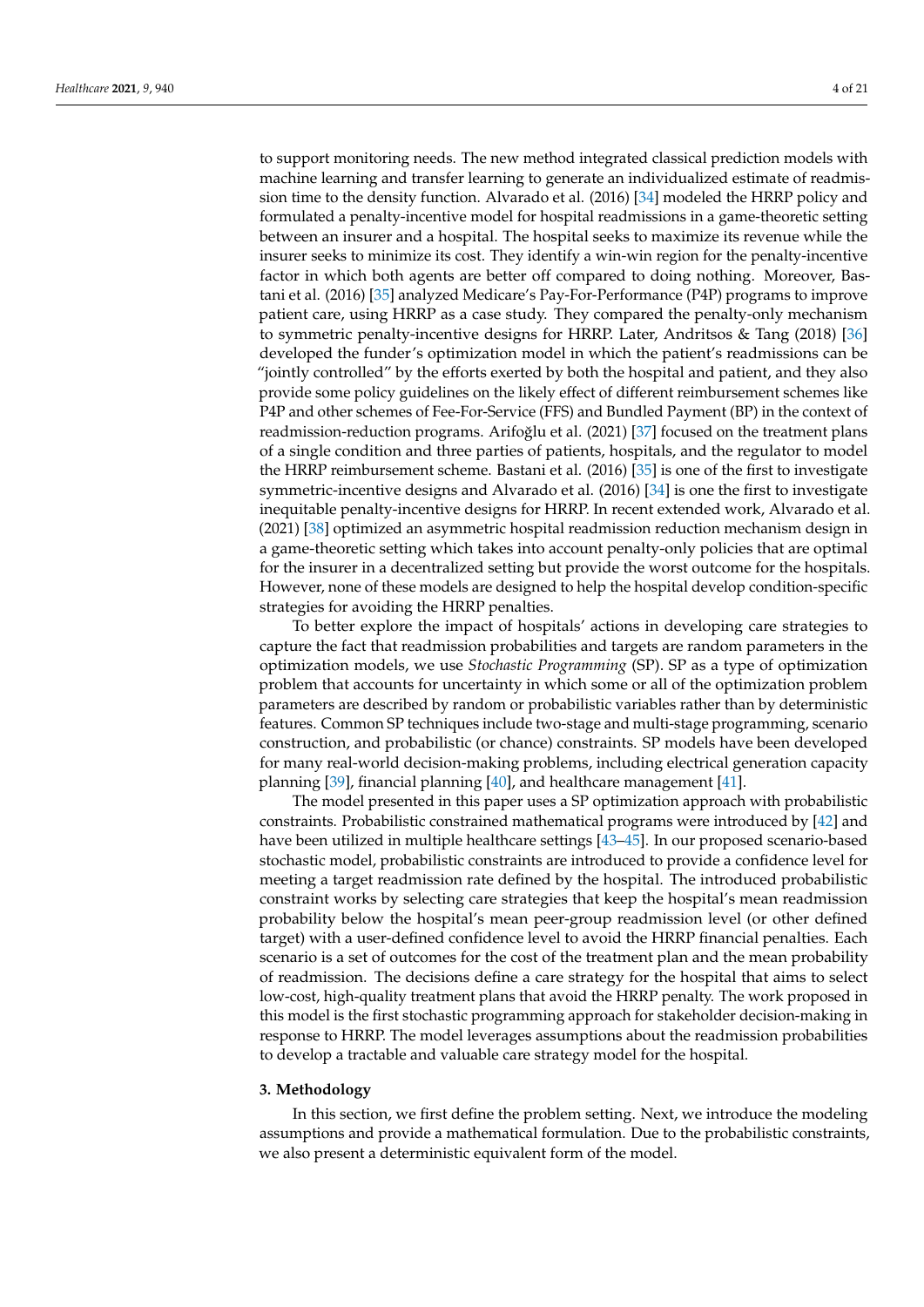to support monitoring needs. The new method integrated classical prediction models with machine learning and transfer learning to generate an individualized estimate of readmission time to the density function. Alvarado et al. (2016) [34] modeled the HRRP policy and formulated a penalty-incentive model for hospital readmissions in a game-theoretic setting between an insurer and a hospital. The hospital seeks to maximize its revenue while the insurer seeks to minimize its cost. They identify a win-win region for the penalty-incentive factor in which both agents are better off compared to doing nothing. Moreover, Bastani et al. (2016) [35] analyzed Medicare's Pay-For-Performance (P4P) programs to improve patient care, using HRRP as a case study. They compared the penalty-only mechanism to symmetric penalty-incentive designs for HRRP. Later, Andritsos & Tang (2018) [36] developed the funder's optimization model in which the patient's readmissions can be "jointly controlled" by the efforts exerted by both the hospital and patient, and they also provide some policy guidelines on the likely effect of different reimbursement schemes like P4P and other schemes of Fee-For-Service (FFS) and Bundled Payment (BP) in the context of readmission-reduction programs. Arifoğlu et al. (2021) [37] focused on the treatment plans of a single condition and three parties of patients, hospitals, and the regulator to model the HRRP reimbursement scheme. Bastani et al. (2016) [35] is one of the first to investigate symmetric-incentive designs and Alvarado et al. (2016) [34] is one the first to investigate inequitable penalty-incentive designs for HRRP. In recent extended work, Alvarado et al. (2021) [38] optimized an asymmetric hospital readmission reduction mechanism design in a game-theoretic setting which takes into account penalty-only policies that are optimal for the insurer in a decentralized setting but provide the worst outcome for the hospitals. However, none of these models are designed to help the hospital develop condition-specific strategies for avoiding the HRRP penalties.

To better explore the impact of hospitals' actions in developing care strategies to capture the fact that readmission probabilities and targets are random parameters in the optimization models, we use *Stochastic Programming* (SP). SP as a type of optimization problem that accounts for uncertainty in which some or all of the optimization problem parameters are described by random or probabilistic variables rather than by deterministic features. Common SP techniques include two-stage and multi-stage programming, scenario construction, and probabilistic (or chance) constraints. SP models have been developed for many real-world decision-making problems, including electrical generation capacity planning [39], financial planning [40], and healthcare management [41].

The model presented in this paper uses a SP optimization approach with probabilistic constraints. Probabilistic constrained mathematical programs were introduced by [42] and have been utilized in multiple healthcare settings [43–45]. In our proposed scenario-based stochastic model, probabilistic constraints are introduced to provide a confidence level for meeting a target readmission rate defined by the hospital. The introduced probabilistic constraint works by selecting care strategies that keep the hospital's mean readmission probability below the hospital's mean peer-group readmission level (or other defined target) with a user-defined confidence level to avoid the HRRP financial penalties. Each scenario is a set of outcomes for the cost of the treatment plan and the mean probability of readmission. The decisions define a care strategy for the hospital that aims to select low-cost, high-quality treatment plans that avoid the HRRP penalty. The work proposed in this model is the first stochastic programming approach for stakeholder decision-making in response to HRRP. The model leverages assumptions about the readmission probabilities to develop a tractable and valuable care strategy model for the hospital.

## 3. Methodology

In this section, we first define the problem setting. Next, we introduce the modeling assumptions and provide a mathematical formulation. Due to the probabilistic constraints, we also present a deterministic equivalent form of the model.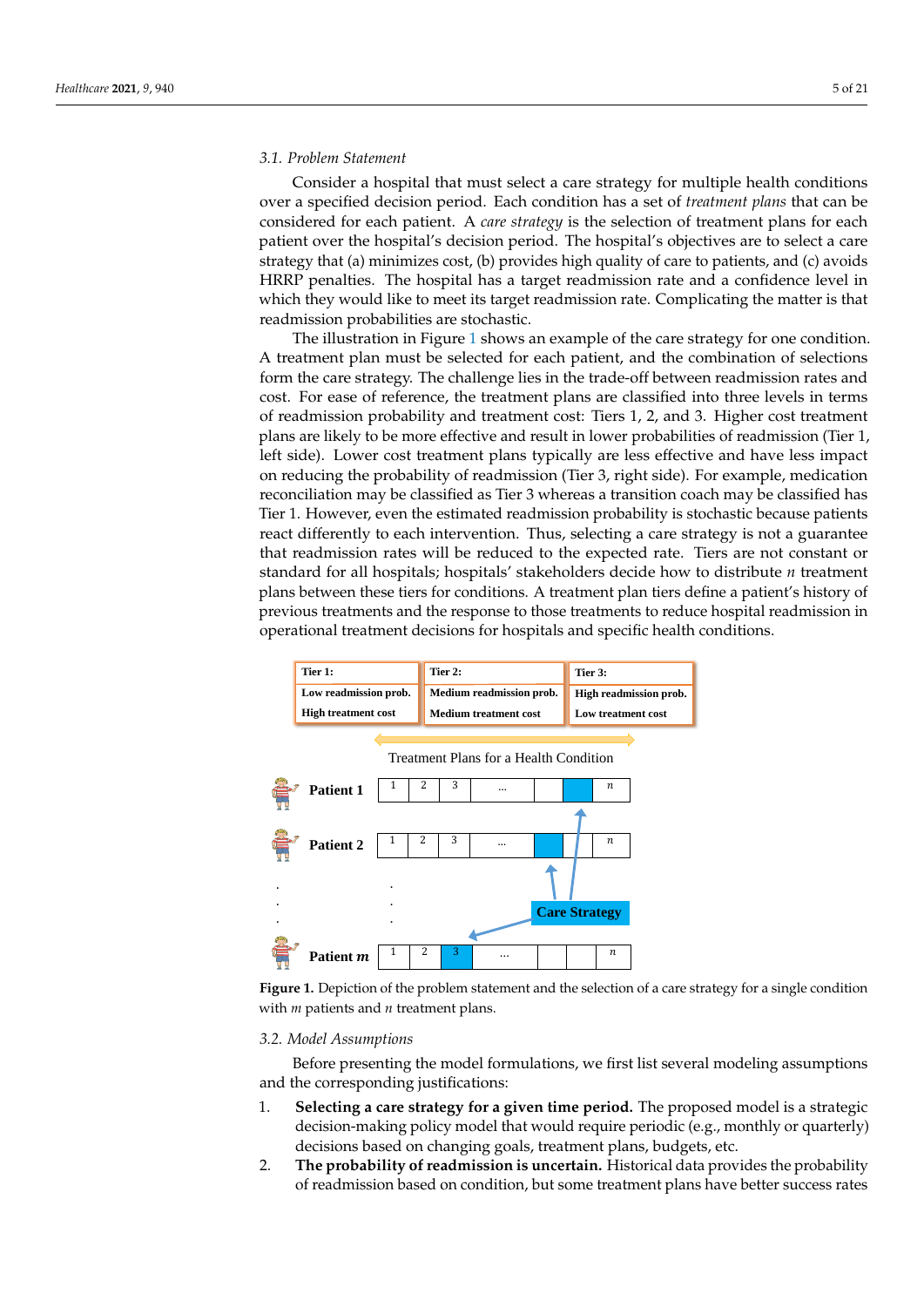### 3.1. Problem Statement

Consider a hospital that must select a care strategy for multiple health conditions over a specified decision period. Each condition has a set of *treatment plans* that can be considered for each patient. A *care strategy* is the selection of treatment plans for each patient over the hospital's decision period. The hospital's objectives are to select a care strategy that (a) minimizes cost, (b) provides high quality of care to patients, and (c) avoids HRRP penalties. The hospital has a target readmission rate and a confidence level in which they would like to meet its target readmission rate. Complicating the matter is that readmission probabilities are stochastic.

The illustration in Figure 1 shows an example of the care strategy for one condition. A treatment plan must be selected for each patient, and the combination of selections form the care strategy. The challenge lies in the trade-off between readmission rates and cost. For ease of reference, the treatment plans are classified into three levels in terms of readmission probability and treatment cost: Tiers 1, 2, and 3. Higher cost treatment plans are likely to be more effective and result in lower probabilities of readmission (Tier 1, left side). Lower cost treatment plans typically are less effective and have less impact on reducing the probability of readmission (Tier 3, right side). For example, medication reconciliation may be classified as Tier 3 whereas a transition coach may be classified has Tier 1. However, even the estimated readmission probability is stochastic because patients react differently to each intervention. Thus, selecting a care strategy is not a guarantee that readmission rates will be reduced to the expected rate. Tiers are not constant or standard for all hospitals; hospitals' stakeholders decide how to distribute $n$ treatment plans between these tiers for conditions. A treatment plan tiers define a patient's history of previous treatments and the response to those treatments to reduce hospital readmission in operational treatment decisions for hospitals and specific health conditions.

| Tier 1: | Tier 2: | Tier 3: |
|---|---|---|
| Low readmission prob. | Medium readmission prob. | High readmission prob. |
| High treatment cost | Medium treatment cost | Low treatment cost |

Treatment Plans for a Health Condition

Patient 1: 1 | 2 | 3 | ... | | | $n$

Patient 2: 1 | 2 | 3 | ... | | | $n$

Patient $m$: 1 | 2 | 3 | ... | | | $n$

Care Strategy

**Figure 1.** Depiction of the problem statement and the selection of a care strategy for a single condition with $m$ patients and $n$ treatment plans.

### 3.2. Model Assumptions

Before presenting the model formulations, we first list several modeling assumptions and the corresponding justifications:

1. **Selecting a care strategy for a given time period.** The proposed model is a strategic decision-making policy model that would require periodic (e.g., monthly or quarterly) decisions based on changing goals, treatment plans, budgets, etc.
2. **The probability of readmission is uncertain.** Historical data provides the probability of readmission based on condition, but some treatment plans have better success rates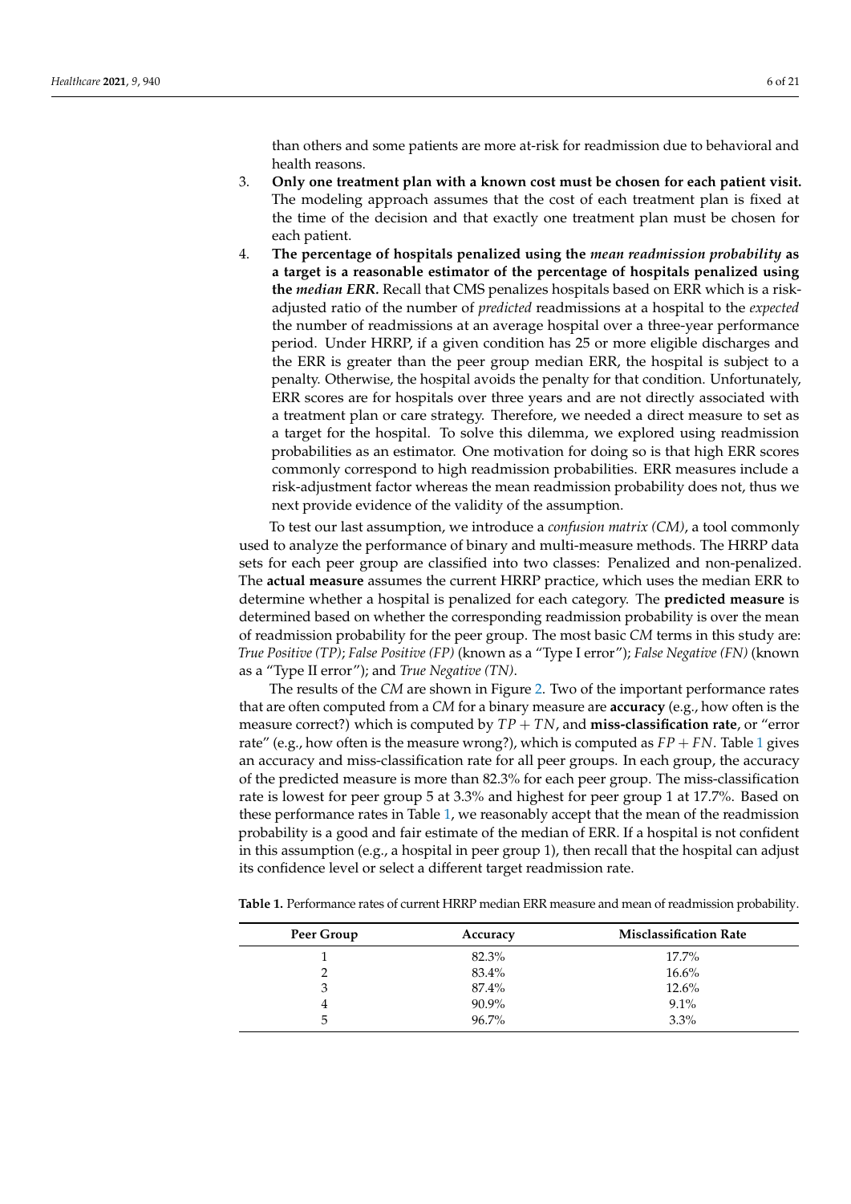than others and some patients are more at-risk for readmission due to behavioral and health reasons.

3. **Only one treatment plan with a known cost must be chosen for each patient visit.** The modeling approach assumes that the cost of each treatment plan is fixed at the time of the decision and that exactly one treatment plan must be chosen for each patient.
4. **The percentage of hospitals penalized using the *mean readmission probability* as a target is a reasonable estimator of the percentage of hospitals penalized using the *median ERR*.** Recall that CMS penalizes hospitals based on ERR which is a risk-adjusted ratio of the number of *predicted* readmissions at a hospital to the *expected* the number of readmissions at an average hospital over a three-year performance period. Under HRRP, if a given condition has 25 or more eligible discharges and the ERR is greater than the peer group median ERR, the hospital is subject to a penalty. Otherwise, the hospital avoids the penalty for that condition. Unfortunately, ERR scores are for hospitals over three years and are not directly associated with a treatment plan or care strategy. Therefore, we needed a direct measure to set as a target for the hospital. To solve this dilemma, we explored using readmission probabilities as an estimator. One motivation for doing so is that high ERR scores commonly correspond to high readmission probabilities. ERR measures include a risk-adjustment factor whereas the mean readmission probability does not, thus we next provide evidence of the validity of the assumption.

To test our last assumption, we introduce a *confusion matrix (CM)*, a tool commonly used to analyze the performance of binary and multi-measure methods. The HRRP data sets for each peer group are classified into two classes: Penalized and non-penalized. The **actual measure** assumes the current HRRP practice, which uses the median ERR to determine whether a hospital is penalized for each category. The **predicted measure** is determined based on whether the corresponding readmission probability is over the mean of readmission probability for the peer group. The most basic *CM* terms in this study are: *True Positive (TP)*; *False Positive (FP)* (known as a "Type I error"); *False Negative (FN)* (known as a "Type II error"); and *True Negative (TN)*.

The results of the *CM* are shown in Figure 2. Two of the important performance rates that are often computed from a *CM* for a binary measure are **accuracy** (e.g., how often is the measure correct?) which is computed by $TP + TN$, and **miss-classification rate**, or "error rate" (e.g., how often is the measure wrong?), which is computed as $FP + FN$. Table 1 gives an accuracy and miss-classification rate for all peer groups. In each group, the accuracy of the predicted measure is more than 82.3% for each peer group. The miss-classification rate is lowest for peer group 5 at 3.3% and highest for peer group 1 at 17.7%. Based on these performance rates in Table 1, we reasonably accept that the mean of the readmission probability is a good and fair estimate of the median of ERR. If a hospital is not confident in this assumption (e.g., a hospital in peer group 1), then recall that the hospital can adjust its confidence level or select a different target readmission rate.

**Table 1.** Performance rates of current HRRP median ERR measure and mean of readmission probability.

| Peer Group | Accuracy | Misclassification Rate |
| --- | --- | --- |
| 1 | 82.3% | 17.7% |
| 2 | 83.4% | 16.6% |
| 3 | 87.4% | 12.6% |
| 4 | 90.9% | 9.1% |
| 5 | 96.7% | 3.3% |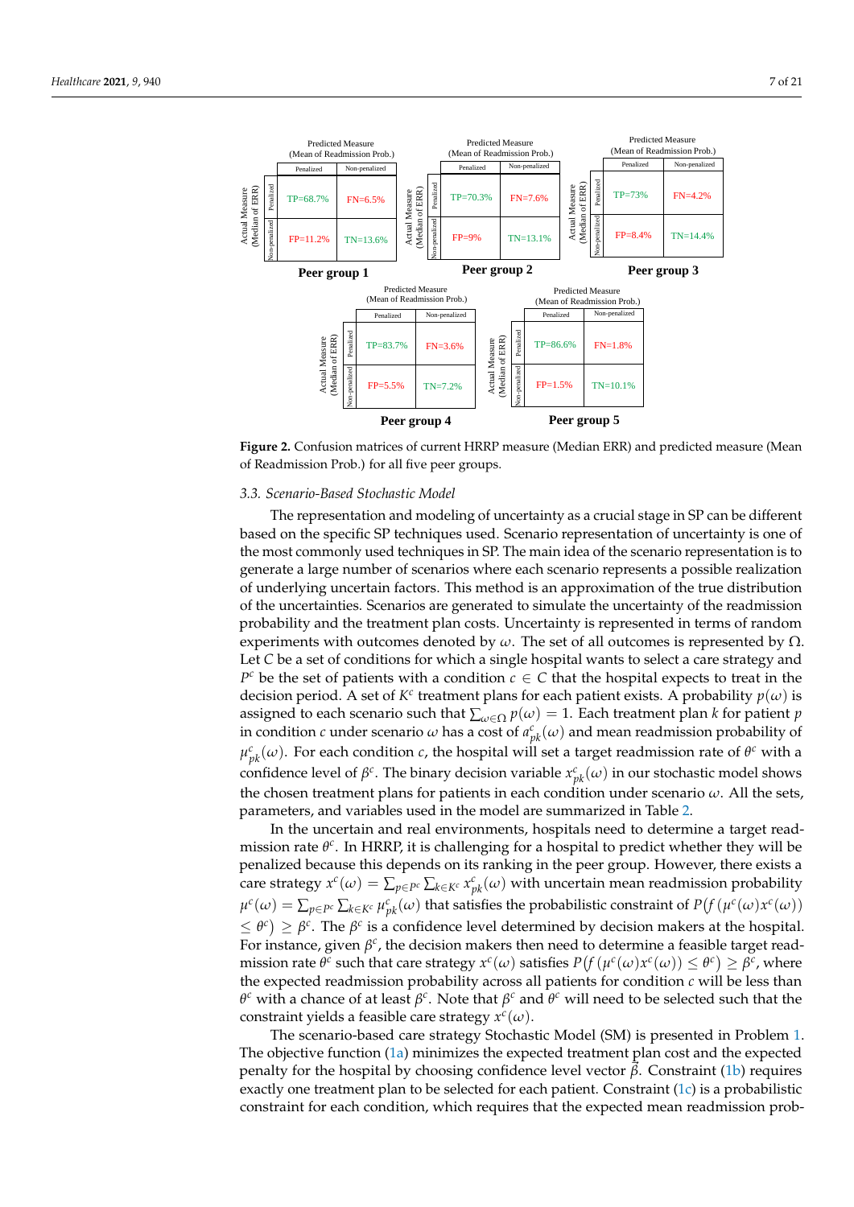| | | Predicted Measure (Mean of Readmission Prob.) | |
|---|---|---|---|
| | | Penalized | Non-penalized |
| Actual Measure (Median of ERR) | Penalized | TP=68.7% | FN=6.5% |
| | Non-penalized | FP=11.2% | TN=13.6% |

**Peer group 1**

| | | Predicted Measure (Mean of Readmission Prob.) | |
|---|---|---|---|
| | | Penalized | Non-penalized |
| Actual Measure (Median of ERR) | Penalized | TP=70.3% | FN=7.6% |
| | Non-penalized | FP=9% | TN=13.1% |

**Peer group 2**

| | | Predicted Measure (Mean of Readmission Prob.) | |
|---|---|---|---|
| | | Penalized | Non-penalized |
| Actual Measure (Median of ERR) | Penalized | TP=73% | FN=4.2% |
| | Non-penalized | FP=8.4% | TN=14.4% |

**Peer group 3**

| | | Predicted Measure (Mean of Readmission Prob.) | |
|---|---|---|---|
| | | Penalized | Non-penalized |
| Actual Measure (Median of ERR) | Penalized | TP=83.7% | FN=3.6% |
| | Non-penalized | FP=5.5% | TN=7.2% |

**Peer group 4**

| | | Predicted Measure (Mean of Readmission Prob.) | |
|---|---|---|---|
| | | Penalized | Non-penalized |
| Actual Measure (Median of ERR) | Penalized | TP=86.6% | FN=1.8% |
| | Non-penalized | FP=1.5% | TN=10.1% |

**Peer group 5**

**Figure 2.** Confusion matrices of current HRRP measure (Median ERR) and predicted measure (Mean of Readmission Prob.) for all five peer groups.

### 3.3. Scenario-Based Stochastic Model

The representation and modeling of uncertainty as a crucial stage in SP can be different based on the specific SP techniques used. Scenario representation of uncertainty is one of the most commonly used techniques in SP. The main idea of the scenario representation is to generate a large number of scenarios where each scenario represents a possible realization of underlying uncertain factors. This method is an approximation of the true distribution of the uncertainties. Scenarios are generated to simulate the uncertainty of the readmission probability and the treatment plan costs. Uncertainty is represented in terms of random experiments with outcomes denoted by $\omega$. The set of all outcomes is represented by $\Omega$. Let $C$ be a set of conditions for which a single hospital wants to select a care strategy and $P^c$ be the set of patients with a condition $c \in C$ that the hospital expects to treat in the decision period. A set of $K^c$ treatment plans for each patient exists. A probability $p(\omega)$ is assigned to each scenario such that $\sum_{\omega \in \Omega} p(\omega) = 1$. Each treatment plan $k$ for patient $p$ in condition $c$ under scenario $\omega$ has a cost of $a^c_{pk}(\omega)$ and mean readmission probability of $\mu^c_{pk}(\omega)$. For each condition $c$, the hospital will set a target readmission rate of $\theta^c$ with a confidence level of $\beta^c$. The binary decision variable $x^c_{pk}(\omega)$ in our stochastic model shows the chosen treatment plans for patients in each condition under scenario $\omega$. All the sets, parameters, and variables used in the model are summarized in Table 2.

In the uncertain and real environments, hospitals need to determine a target readmission rate $\theta^c$. In HRRP, it is challenging for a hospital to predict whether they will be penalized because this depends on its ranking in the peer group. However, there exists a care strategy $x^c(\omega) = \sum_{p \in P^c} \sum_{k \in K^c} x^c_{pk}(\omega)$ with uncertain mean readmission probability $\mu^c(\omega) = \sum_{p \in P^c} \sum_{k \in K^c} \mu^c_{pk}(\omega)$ that satisfies the probabilistic constraint of $P\big(f\big(\mu^c(\omega)x^c(\omega)\big) \leq \theta^c\big) \geq \beta^c$. The $\beta^c$ is a confidence level determined by decision makers at the hospital. For instance, given $\beta^c$, the decision makers then need to determine a feasible target readmission rate $\theta^c$ such that care strategy $x^c(\omega)$ satisfies $P\big(f\big(\mu^c(\omega)x^c(\omega)\big) \leq \theta^c\big) \geq \beta^c$, where the expected readmission probability across all patients for condition $c$ will be less than $\theta^c$ with a chance of at least $\beta^c$. Note that $\beta^c$ and $\theta^c$ will need to be selected such that the constraint yields a feasible care strategy $x^c(\omega)$.

The scenario-based care strategy Stochastic Model (SM) is presented in Problem 1. The objective function (1a) minimizes the expected treatment plan cost and the expected penalty for the hospital by choosing confidence level vector $\vec{\beta}$. Constraint (1b) requires exactly one treatment plan to be selected for each patient. Constraint (1c) is a probabilistic constraint for each condition, which requires that the expected mean readmission prob-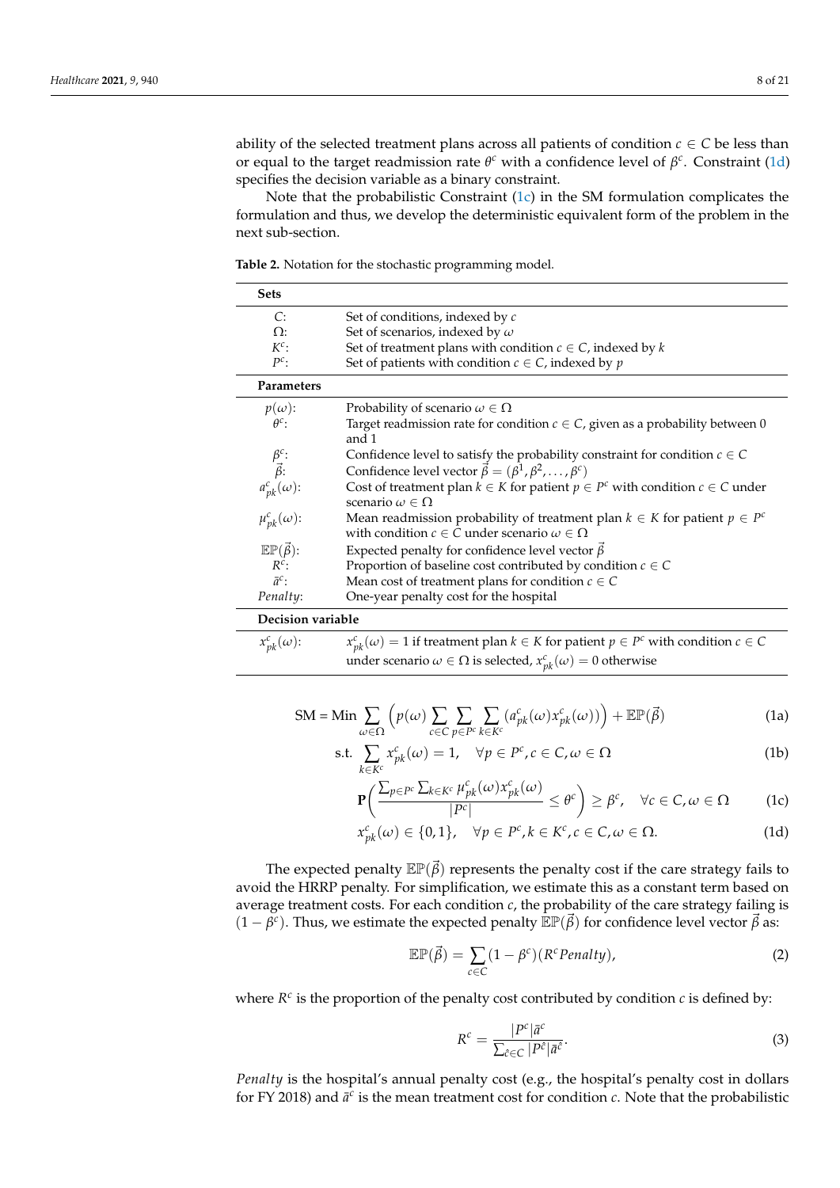ability of the selected treatment plans across all patients of condition $c \in C$ be less than or equal to the target readmission rate $\theta^c$ with a confidence level of $\beta^c$. Constraint (1d) specifies the decision variable as a binary constraint.

Note that the probabilistic Constraint (1c) in the SM formulation complicates the formulation and thus, we develop the deterministic equivalent form of the problem in the next sub-section.

**Table 2.** Notation for the stochastic programming model.

| **Sets** | |
|---|---|
| $C$: | Set of conditions, indexed by $c$ |
| $\Omega$: | Set of scenarios, indexed by $\omega$ |
| $K^c$: | Set of treatment plans with condition $c \in C$, indexed by $k$ |
| $P^c$: | Set of patients with condition $c \in C$, indexed by $p$ |
| **Parameters** | |
| $p(\omega)$: | Probability of scenario $\omega \in \Omega$ |
| $\theta^c$: | Target readmission rate for condition $c \in C$, given as a probability between 0 and 1 |
| $\beta^c$: | Confidence level to satisfy the probability constraint for condition $c \in C$ |
| $\vec{\beta}$: | Confidence level vector $\vec{\beta} = (\beta^1, \beta^2, \ldots, \beta^c)$ |
| $a^c_{pk}(\omega)$: | Cost of treatment plan $k \in K$ for patient $p \in P^c$ with condition $c \in C$ under scenario $\omega \in \Omega$ |
| $\mu^c_{pk}(\omega)$: | Mean readmission probability of treatment plan $k \in K$ for patient $p \in P^c$ with condition $c \in C$ under scenario $\omega \in \Omega$ |
| $\mathbb{EP}(\vec{\beta})$: | Expected penalty for confidence level vector $\vec{\beta}$ |
| $R^c$: | Proportion of baseline cost contributed by condition $c \in C$ |
| $\bar{a}^c$: | Mean cost of treatment plans for condition $c \in C$ |
| *Penalty*: | One-year penalty cost for the hospital |
| **Decision variable** | |
| $x^c_{pk}(\omega)$: | $x^c_{pk}(\omega) = 1$ if treatment plan $k \in K$ for patient $p \in P^c$ with condition $c \in C$ under scenario $\omega \in \Omega$ is selected, $x^c_{pk}(\omega) = 0$ otherwise |

$$\text{SM} = \text{Min} \sum_{\omega \in \Omega} \Big( p(\omega) \sum_{c \in C} \sum_{p \in P^c} \sum_{k \in K^c} (a^c_{pk}(\omega) x^c_{pk}(\omega)) \Big) + \mathbb{EP}(\vec{\beta}) \tag{1a}$$

$$\text{s.t.} \sum_{k \in K^c} x^c_{pk}(\omega) = 1, \quad \forall p \in P^c, c \in C, \omega \in \Omega \tag{1b}$$

$$\mathbf{P}\Bigg( \frac{\sum_{p \in P^c} \sum_{k \in K^c} \mu^c_{pk}(\omega) x^c_{pk}(\omega)}{|P^c|} \leq \theta^c \Bigg) \geq \beta^c, \quad \forall c \in C, \omega \in \Omega \tag{1c}$$

$$x^c_{pk}(\omega) \in \{0, 1\}, \quad \forall p \in P^c, k \in K^c, c \in C, \omega \in \Omega. \tag{1d}$$

The expected penalty $\mathbb{EP}(\vec{\beta})$ represents the penalty cost if the care strategy fails to avoid the HRRP penalty. For simplification, we estimate this as a constant term based on average treatment costs. For each condition $c$, the probability of the care strategy failing is $(1 - \beta^c)$. Thus, we estimate the expected penalty $\mathbb{EP}(\vec{\beta})$ for confidence level vector $\vec{\beta}$ as:

$$\mathbb{EP}(\vec{\beta}) = \sum_{c \in C} (1 - \beta^c)(R^c Penalty), \tag{2}$$

where $R^c$ is the proportion of the penalty cost contributed by condition $c$ is defined by:

$$R^c = \frac{|P^c| \bar{a}^c}{\sum_{\hat{c} \in C} |P^{\hat{c}}| \bar{a}^{\hat{c}}}. \tag{3}$$

*Penalty* is the hospital's annual penalty cost (e.g., the hospital's penalty cost in dollars for FY 2018) and $\bar{a}^c$ is the mean treatment cost for condition $c$. Note that the probabilistic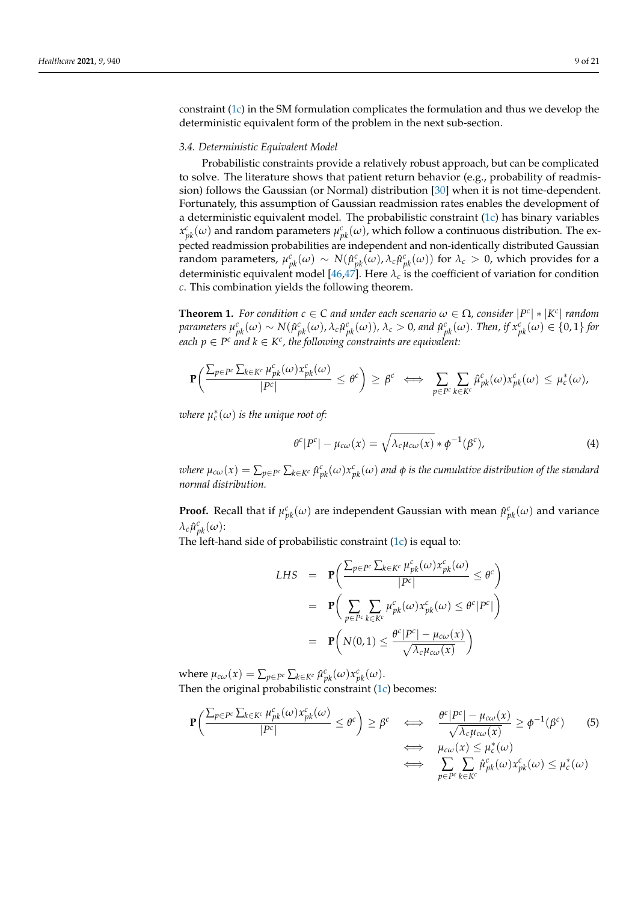constraint (1c) in the SM formulation complicates the formulation and thus we develop the deterministic equivalent form of the problem in the next sub-section.

### 3.4. Deterministic Equivalent Model

Probabilistic constraints provide a relatively robust approach, but can be complicated to solve. The literature shows that patient return behavior (e.g., probability of readmission) follows the Gaussian (or Normal) distribution [30] when it is not time-dependent. Fortunately, this assumption of Gaussian readmission rates enables the development of a deterministic equivalent model. The probabilistic constraint (1c) has binary variables $x^c_{pk}(\omega)$ and random parameters $\mu^c_{pk}(\omega)$, which follow a continuous distribution. The expected readmission probabilities are independent and non-identically distributed Gaussian random parameters, $\mu^c_{pk}(\omega) \sim N(\hat{\mu}^c_{pk}(\omega), \lambda_c \hat{\mu}^c_{pk}(\omega))$ for $\lambda_c > 0$, which provides for a deterministic equivalent model [46,47]. Here $\lambda_c$ is the coefficient of variation for condition $c$. This combination yields the following theorem.

**Theorem 1.** *For condition $c \in C$ and under each scenario $\omega \in \Omega$, consider $|P^c| * |K^c|$ random parameters $\mu^c_{pk}(\omega) \sim N(\hat{\mu}^c_{pk}(\omega), \lambda_c \hat{\mu}^c_{pk}(\omega))$, $\lambda_c > 0$, and $\hat{\mu}^c_{pk}(\omega)$. Then, if $x^c_{pk}(\omega) \in \{0, 1\}$ for each $p \in P^c$ and $k \in K^c$, the following constraints are equivalent:*

$$\mathbf{P}\left( \frac{\sum_{p \in P^c} \sum_{k \in K^c} \mu^c_{pk}(\omega) x^c_{pk}(\omega)}{|P^c|} \leq \theta^c \right) \geq \beta^c \iff \sum_{p \in P^c} \sum_{k \in K^c} \hat{\mu}^c_{pk}(\omega) x^c_{pk}(\omega) \leq \mu^*_c(\omega),$$

*where $\mu^*_c(\omega)$ is the unique root of:*

$$\theta^c |P^c| - \mu_{c\omega}(x) = \sqrt{\lambda_c \mu_{c\omega}(x)} * \phi^{-1}(\beta^c), \tag{4}$$

*where $\mu_{c\omega}(x) = \sum_{p \in P^c} \sum_{k \in K^c} \hat{\mu}^c_{pk}(\omega) x^c_{pk}(\omega)$ and $\phi$ is the cumulative distribution of the standard normal distribution.*

**Proof.** Recall that if $\mu^c_{pk}(\omega)$ are independent Gaussian with mean $\hat{\mu}^c_{pk}(\omega)$ and variance $\lambda_c \hat{\mu}^c_{pk}(\omega)$:

The left-hand side of probabilistic constraint (1c) is equal to:

$$\begin{aligned} LHS &= \mathbf{P}\left( \frac{\sum_{p \in P^c} \sum_{k \in K^c} \mu^c_{pk}(\omega) x^c_{pk}(\omega)}{|P^c|} \leq \theta^c \right) \\ &= \mathbf{P}\left( \sum_{p \in P^c} \sum_{k \in K^c} \mu^c_{pk}(\omega) x^c_{pk}(\omega) \leq \theta^c |P^c| \right) \\ &= \mathbf{P}\left( N(0,1) \leq \frac{\theta^c |P^c| - \mu_{c\omega}(x)}{\sqrt{\lambda_c \mu_{c\omega}(x)}} \right) \end{aligned}$$

where $\mu_{c\omega}(x) = \sum_{p \in P^c} \sum_{k \in K^c} \hat{\mu}^c_{pk}(\omega) x^c_{pk}(\omega)$.

Then the original probabilistic constraint (1c) becomes:

$$\begin{aligned} \mathbf{P}\left( \frac{\sum_{p \in P^c} \sum_{k \in K^c} \mu^c_{pk}(\omega) x^c_{pk}(\omega)}{|P^c|} \leq \theta^c \right) \geq \beta^c &\iff \frac{\theta^c |P^c| - \mu_{c\omega}(x)}{\sqrt{\lambda_c \mu_{c\omega}(x)}} \geq \phi^{-1}(\beta^c) \\ &\iff \mu_{c\omega}(x) \leq \mu^*_c(\omega) \\ &\iff \sum_{p \in P^c} \sum_{k \in K^c} \hat{\mu}^c_{pk}(\omega) x^c_{pk}(\omega) \leq \mu^*_c(\omega) \end{aligned} \tag{5}$$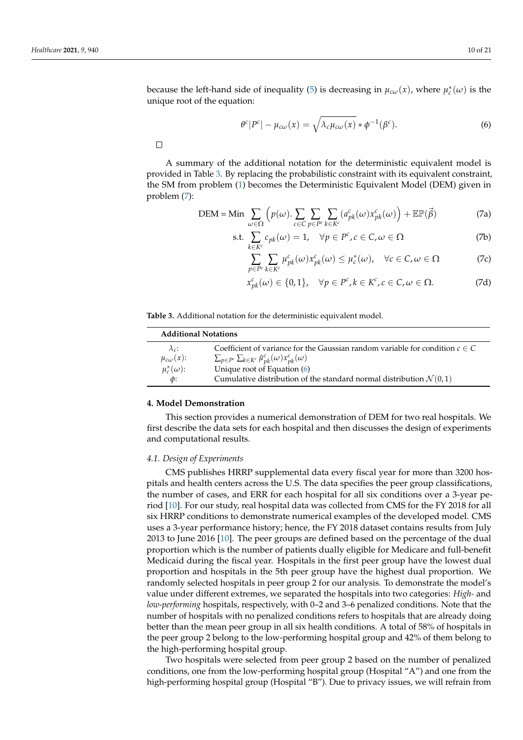because the left-hand side of inequality (5) is decreasing in $\mu_{c\omega}(x)$, where $\mu_c^*(\omega)$ is the unique root of the equation:

$$\theta^c|P^c| - \mu_{c\omega}(x) = \sqrt{\lambda_c \mu_{c\omega}(x)} * \phi^{-1}(\beta^c). \tag{6}$$

□

A summary of the additional notation for the deterministic equivalent model is provided in Table 3. By replacing the probabilistic constraint with its equivalent constraint, the SM from problem (1) becomes the Deterministic Equivalent Model (DEM) given in problem (7):

$$\text{DEM} = \text{Min} \sum_{\omega \in \Omega} \Big( p(\omega). \sum_{c \in C} \sum_{p \in P^c} \sum_{k \in K^c} (a_{pk}^c(\omega) x_{pk}^c(\omega) \Big) + \mathbb{EP}(\vec{\beta}) \tag{7a}$$

$$\text{s.t.} \sum_{k \in K^c} c_{pk}(\omega) = 1, \quad \forall p \in P^c, c \in C, \omega \in \Omega \tag{7b}$$

$$\sum_{p \in P^c} \sum_{k \in K^c} \mu_{pk}^c(\omega) x_{pk}^c(\omega) \leq \mu_c^*(\omega), \quad \forall c \in C, \omega \in \Omega \tag{7c}$$

$$x_{pk}^c(\omega) \in \{0,1\}, \quad \forall p \in P^c, k \in K^c, c \in C, \omega \in \Omega. \tag{7d}$$

**Table 3.** Additional notation for the deterministic equivalent model.

| **Additional Notations** | |
|---|---|
| $\lambda_c$: | Coefficient of variance for the Gaussian random variable for condition $c \in C$ |
| $\mu_{c\omega}(x)$: | $\sum_{p \in P^c} \sum_{k \in K^c} \hat{\mu}_{pk}^c(\omega) x_{pk}^c(\omega)$ |
| $\mu_c^*(\omega)$: | Unique root of Equation (6) |
| $\phi$: | Cumulative distribution of the standard normal distribution $\mathcal{N}(0,1)$ |

## 4. Model Demonstration

This section provides a numerical demonstration of DEM for two real hospitals. We first describe the data sets for each hospital and then discusses the design of experiments and computational results.

### *4.1. Design of Experiments*

CMS publishes HRRP supplemental data every fiscal year for more than 3200 hospitals and health centers across the U.S. The data specifies the peer group classifications, the number of cases, and ERR for each hospital for all six conditions over a 3-year period [10]. For our study, real hospital data was collected from CMS for the FY 2018 for all six HRRP conditions to demonstrate numerical examples of the developed model. CMS uses a 3-year performance history; hence, the FY 2018 dataset contains results from July 2013 to June 2016 [10]. The peer groups are defined based on the percentage of the dual proportion which is the number of patients dually eligible for Medicare and full-benefit Medicaid during the fiscal year. Hospitals in the first peer group have the lowest dual proportion and hospitals in the 5th peer group have the highest dual proportion. We randomly selected hospitals in peer group 2 for our analysis. To demonstrate the model's value under different extremes, we separated the hospitals into two categories: *High-* and *low-performing* hospitals, respectively, with 0–2 and 3–6 penalized conditions. Note that the number of hospitals with no penalized conditions refers to hospitals that are already doing better than the mean peer group in all six health conditions. A total of 58% of hospitals in the peer group 2 belong to the low-performing hospital group and 42% of them belong to the high-performing hospital group.

Two hospitals were selected from peer group 2 based on the number of penalized conditions, one from the low-performing hospital group (Hospital "A") and one from the high-performing hospital group (Hospital "B"). Due to privacy issues, we will refrain from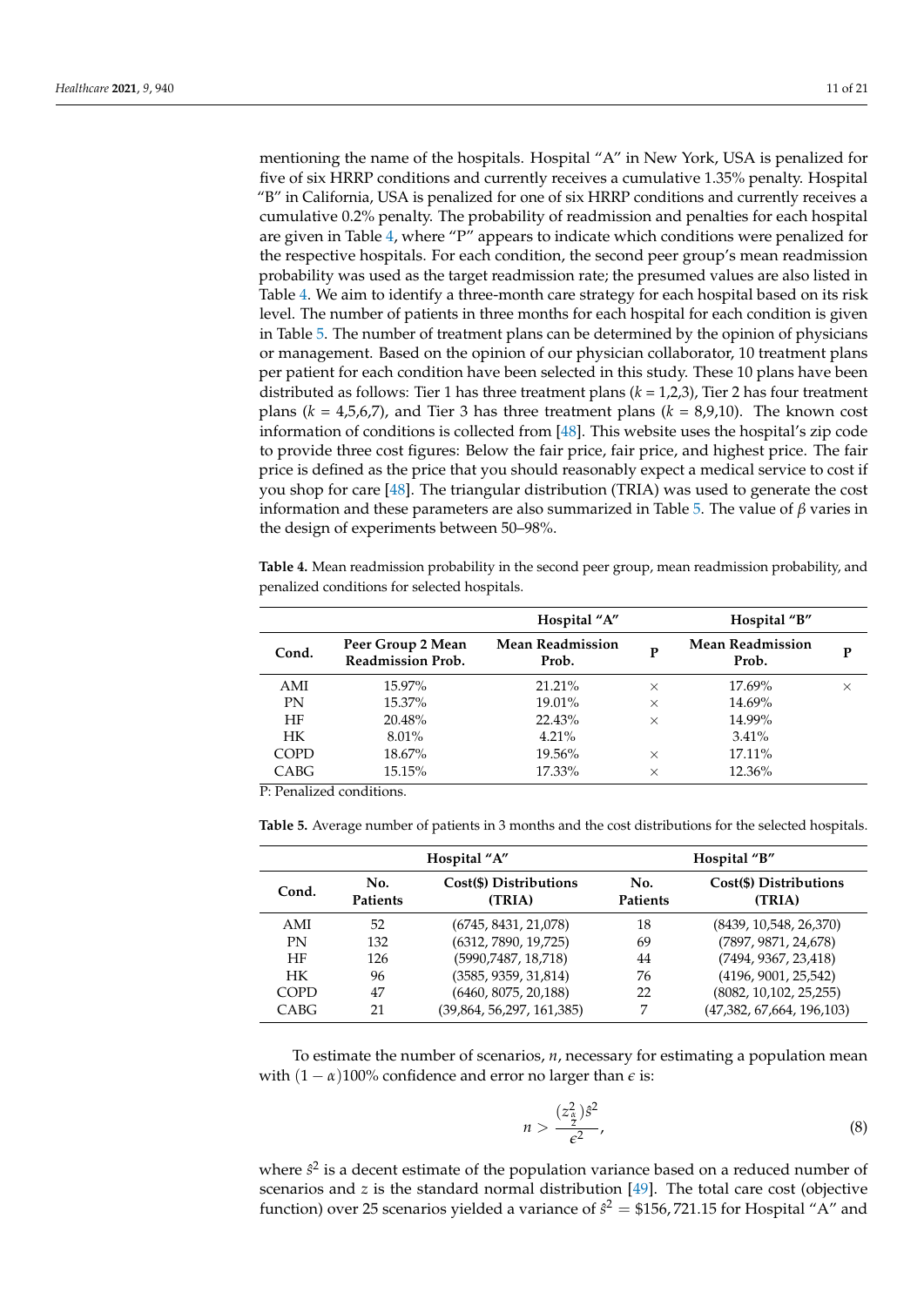mentioning the name of the hospitals. Hospital "A" in New York, USA is penalized for five of six HRRP conditions and currently receives a cumulative 1.35% penalty. Hospital "B" in California, USA is penalized for one of six HRRP conditions and currently receives a cumulative 0.2% penalty. The probability of readmission and penalties for each hospital are given in Table 4, where "P" appears to indicate which conditions were penalized for the respective hospitals. For each condition, the second peer group's mean readmission probability was used as the target readmission rate; the presumed values are also listed in Table 4. We aim to identify a three-month care strategy for each hospital based on its risk level. The number of patients in three months for each hospital for each condition is given in Table 5. The number of treatment plans can be determined by the opinion of physicians or management. Based on the opinion of our physician collaborator, 10 treatment plans per patient for each condition have been selected in this study. These 10 plans have been distributed as follows: Tier 1 has three treatment plans ($k$ = 1,2,3), Tier 2 has four treatment plans ($k$ = 4,5,6,7), and Tier 3 has three treatment plans ($k$ = 8,9,10). The known cost information of conditions is collected from [48]. This website uses the hospital's zip code to provide three cost figures: Below the fair price, fair price, and highest price. The fair price is defined as the price that you should reasonably expect a medical service to cost if you shop for care [48]. The triangular distribution (TRIA) was used to generate the cost information and these parameters are also summarized in Table 5. The value of $\beta$ varies in the design of experiments between 50–98%.

**Table 4.** Mean readmission probability in the second peer group, mean readmission probability, and penalized conditions for selected hospitals.

| | | Hospital "A" | | Hospital "B" | |
|---|---|---|---|---|---|
| **Cond.** | **Peer Group 2 Mean Readmission Prob.** | **Mean Readmission Prob.** | **P** | **Mean Readmission Prob.** | **P** |
| AMI | 15.97% | 21.21% | × | 17.69% | × |
| PN | 15.37% | 19.01% | × | 14.69% | |
| HF | 20.48% | 22.43% | × | 14.99% | |
| HK | 8.01% | 4.21% | | 3.41% | |
| COPD | 18.67% | 19.56% | × | 17.11% | |
| CABG | 15.15% | 17.33% | × | 12.36% | |

P: Penalized conditions.

**Table 5.** Average number of patients in 3 months and the cost distributions for the selected hospitals.

| | Hospital "A" | | Hospital "B" | |
|---|---|---|---|---|
| **Cond.** | **No. Patients** | **Cost($) Distributions (TRIA)** | **No. Patients** | **Cost($) Distributions (TRIA)** |
| AMI | 52 | (6745, 8431, 21,078) | 18 | (8439, 10,548, 26,370) |
| PN | 132 | (6312, 7890, 19,725) | 69 | (7897, 9871, 24,678) |
| HF | 126 | (5990,7487, 18,718) | 44 | (7494, 9367, 23,418) |
| HK | 96 | (3585, 9359, 31,814) | 76 | (4196, 9001, 25,542) |
| COPD | 47 | (6460, 8075, 20,188) | 22 | (8082, 10,102, 25,255) |
| CABG | 21 | (39,864, 56,297, 161,385) | 7 | (47,382, 67,664, 196,103) |

To estimate the number of scenarios, $n$, necessary for estimating a population mean with $(1-\alpha)100\%$ confidence and error no larger than $\epsilon$ is:

$$n > \frac{(z_{\frac{\alpha}{2}}^2)\hat{s}^2}{\epsilon^2}, \tag{8}$$

where $\hat{s}^2$ is a decent estimate of the population variance based on a reduced number of scenarios and $z$ is the standard normal distribution [49]. The total care cost (objective function) over 25 scenarios yielded a variance of $\hat{s}^2 = \$156,721.15$ for Hospital "A" and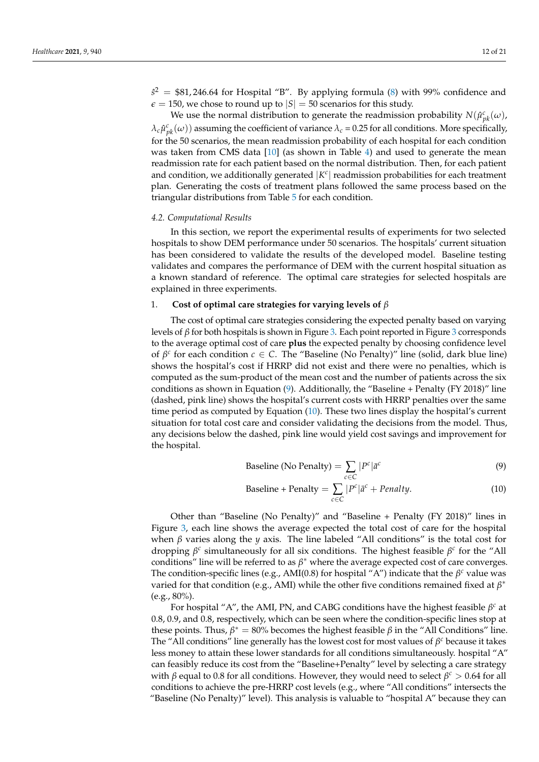$\hat{s}^2$ = \$81,246.64 for Hospital "B". By applying formula (8) with 99% confidence and $\epsilon = 150$, we chose to round up to $|S| = 50$ scenarios for this study.

We use the normal distribution to generate the readmission probability $N(\hat{\mu}^c_{pk}(\omega), \lambda_c \hat{\mu}^c_{pk}(\omega))$ assuming the coefficient of variance $\lambda_c = 0.25$ for all conditions. More specifically, for the 50 scenarios, the mean readmission probability of each hospital for each condition was taken from CMS data [10] (as shown in Table 4) and used to generate the mean readmission rate for each patient based on the normal distribution. Then, for each patient and condition, we additionally generated $|K^c|$ readmission probabilities for each treatment plan. Generating the costs of treatment plans followed the same process based on the triangular distributions from Table 5 for each condition.

*4.2. Computational Results*

In this section, we report the experimental results of experiments for two selected hospitals to show DEM performance under 50 scenarios. The hospitals' current situation has been considered to validate the results of the developed model. Baseline testing validates and compares the performance of DEM with the current hospital situation as a known standard of reference. The optimal care strategies for selected hospitals are explained in three experiments.

1. **Cost of optimal care strategies for varying levels of $\beta$**

The cost of optimal care strategies considering the expected penalty based on varying levels of $\beta$ for both hospitals is shown in Figure 3. Each point reported in Figure 3 corresponds to the average optimal cost of care **plus** the expected penalty by choosing confidence level of $\beta^c$ for each condition $c \in C$. The "Baseline (No Penalty)" line (solid, dark blue line) shows the hospital's cost if HRRP did not exist and there were no penalties, which is computed as the sum-product of the mean cost and the number of patients across the six conditions as shown in Equation (9). Additionally, the "Baseline + Penalty (FY 2018)" line (dashed, pink line) shows the hospital's current costs with HRRP penalties over the same time period as computed by Equation (10). These two lines display the hospital's current situation for total cost care and consider validating the decisions from the model. Thus, any decisions below the dashed, pink line would yield cost savings and improvement for the hospital.

$$\text{Baseline (No Penalty)} = \sum_{c \in C} |P^c| \bar{a}^c \tag{9}$$

$$\text{Baseline + Penalty} = \sum_{c \in C} |P^c| \bar{a}^c + Penalty. \tag{10}$$

Other than "Baseline (No Penalty)" and "Baseline + Penalty (FY 2018)" lines in Figure 3, each line shows the average expected the total cost of care for the hospital when $\beta$ varies along the $y$ axis. The line labeled "All conditions" is the total cost for dropping $\beta^c$ simultaneously for all six conditions. The highest feasible $\beta^c$ for the "All conditions" line will be referred to as $\beta^*$ where the average expected cost of care converges. The condition-specific lines (e.g., AMI(0.8) for hospital "A") indicate that the $\beta^c$ value was varied for that condition (e.g., AMI) while the other five conditions remained fixed at $\beta^*$ (e.g., 80%).

For hospital "A", the AMI, PN, and CABG conditions have the highest feasible $\beta^c$ at 0.8, 0.9, and 0.8, respectively, which can be seen where the condition-specific lines stop at these points. Thus, $\beta^* = 80\%$ becomes the highest feasible $\beta$ in the "All Conditions" line. The "All conditions" line generally has the lowest cost for most values of $\beta^c$ because it takes less money to attain these lower standards for all conditions simultaneously. hospital "A" can feasibly reduce its cost from the "Baseline+Penalty" level by selecting a care strategy with $\beta$ equal to 0.8 for all conditions. However, they would need to select $\beta^c > 0.64$ for all conditions to achieve the pre-HRRP cost levels (e.g., where "All conditions" intersects the "Baseline (No Penalty)" level). This analysis is valuable to "hospital A" because they can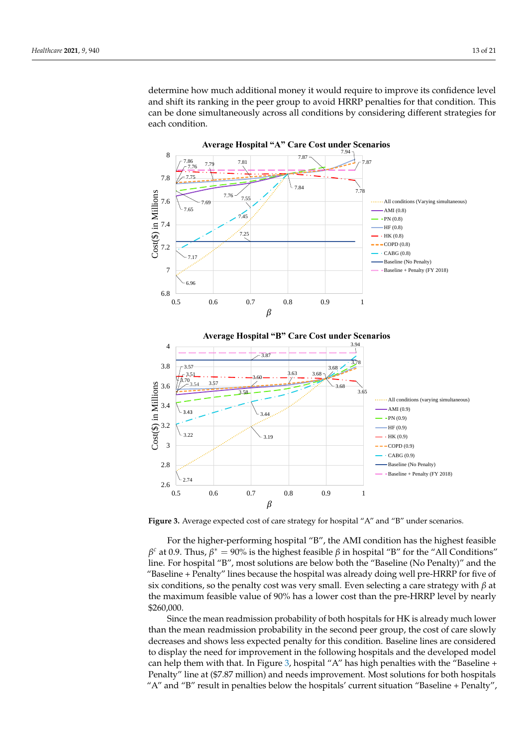determine how much additional money it would require to improve its confidence level and shift its ranking in the peer group to avoid HRRP penalties for that condition. This can be done simultaneously across all conditions by considering different strategies for each condition.

**Figure 3.** Average expected cost of care strategy for hospital "A" and "B" under scenarios.

For the higher-performing hospital "B", the AMI condition has the highest feasible $\beta^c$ at 0.9. Thus, $\beta^* = 90\%$ is the highest feasible $\beta$ in hospital "B" for the "All Conditions" line. For hospital "B", most solutions are below both the "Baseline (No Penalty)" and the "Baseline + Penalty" lines because the hospital was already doing well pre-HRRP for five of six conditions, so the penalty cost was very small. Even selecting a care strategy with $\beta$ at the maximum feasible value of 90% has a lower cost than the pre-HRRP level by nearly \$260,000.

Since the mean readmission probability of both hospitals for HK is already much lower than the mean readmission probability in the second peer group, the cost of care slowly decreases and shows less expected penalty for this condition. Baseline lines are considered to display the need for improvement in the following hospitals and the developed model can help them with that. In Figure 3, hospital "A" has high penalties with the "Baseline + Penalty" line at (\$7.87 million) and needs improvement. Most solutions for both hospitals "A" and "B" result in penalties below the hospitals' current situation "Baseline + Penalty",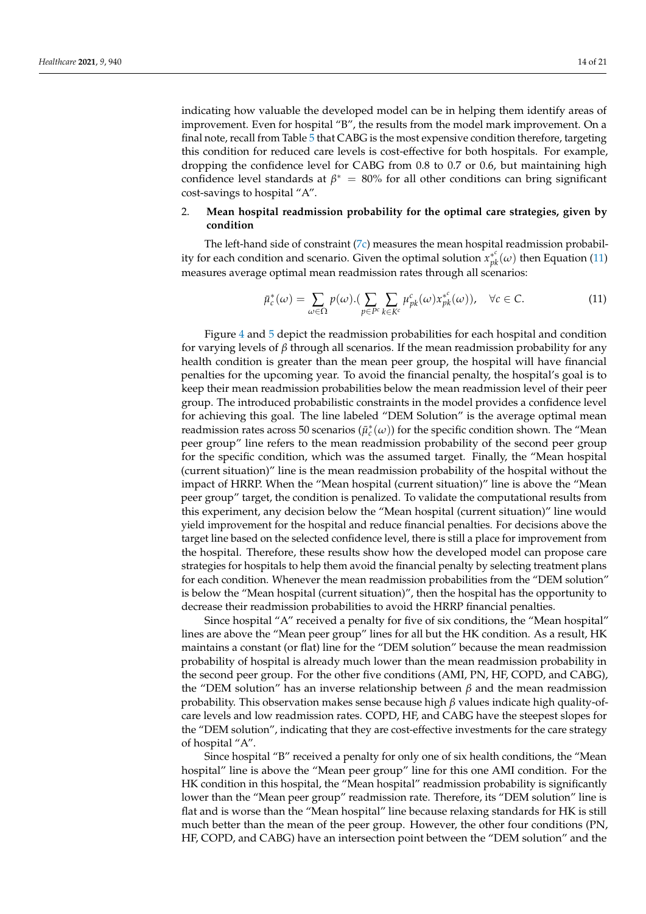indicating how valuable the developed model can be in helping them identify areas of improvement. Even for hospital "B", the results from the model mark improvement. On a final note, recall from Table 5 that CABG is the most expensive condition therefore, targeting this condition for reduced care levels is cost-effective for both hospitals. For example, dropping the confidence level for CABG from 0.8 to 0.7 or 0.6, but maintaining high confidence level standards at $\beta^* = 80\%$ for all other conditions can bring significant cost-savings to hospital "A".

2. **Mean hospital readmission probability for the optimal care strategies, given by condition**

The left-hand side of constraint (7c) measures the mean hospital readmission probability for each condition and scenario. Given the optimal solution $x^{*^c}_{pk}(\omega)$ then Equation (11) measures average optimal mean readmission rates through all scenarios:

$$\bar{\mu}^*_c(\omega) = \sum_{\omega \in \Omega} p(\omega).(\sum_{p \in P^c} \sum_{k \in K^c} \mu^c_{pk}(\omega) x^{*^c}_{pk}(\omega)), \quad \forall c \in C. \tag{11}$$

Figure 4 and 5 depict the readmission probabilities for each hospital and condition for varying levels of $\beta$ through all scenarios. If the mean readmission probability for any health condition is greater than the mean peer group, the hospital will have financial penalties for the upcoming year. To avoid the financial penalty, the hospital's goal is to keep their mean readmission probabilities below the mean readmission level of their peer group. The introduced probabilistic constraints in the model provides a confidence level for achieving this goal. The line labeled "DEM Solution" is the average optimal mean readmission rates across 50 scenarios ($\bar{\mu}^*_c(\omega)$) for the specific condition shown. The "Mean peer group" line refers to the mean readmission probability of the second peer group for the specific condition, which was the assumed target. Finally, the "Mean hospital (current situation)" line is the mean readmission probability of the hospital without the impact of HRRP. When the "Mean hospital (current situation)" line is above the "Mean peer group" target, the condition is penalized. To validate the computational results from this experiment, any decision below the "Mean hospital (current situation)" line would yield improvement for the hospital and reduce financial penalties. For decisions above the target line based on the selected confidence level, there is still a place for improvement from the hospital. Therefore, these results show how the developed model can propose care strategies for hospitals to help them avoid the financial penalty by selecting treatment plans for each condition. Whenever the mean readmission probabilities from the "DEM solution" is below the "Mean hospital (current situation)", then the hospital has the opportunity to decrease their readmission probabilities to avoid the HRRP financial penalties.

Since hospital "A" received a penalty for five of six conditions, the "Mean hospital" lines are above the "Mean peer group" lines for all but the HK condition. As a result, HK maintains a constant (or flat) line for the "DEM solution" because the mean readmission probability of hospital is already much lower than the mean readmission probability in the second peer group. For the other five conditions (AMI, PN, HF, COPD, and CABG), the "DEM solution" has an inverse relationship between $\beta$ and the mean readmission probability. This observation makes sense because high $\beta$ values indicate high quality-of-care levels and low readmission rates. COPD, HF, and CABG have the steepest slopes for the "DEM solution", indicating that they are cost-effective investments for the care strategy of hospital "A".

Since hospital "B" received a penalty for only one of six health conditions, the "Mean hospital" line is above the "Mean peer group" line for this one AMI condition. For the HK condition in this hospital, the "Mean hospital" readmission probability is significantly lower than the "Mean peer group" readmission rate. Therefore, its "DEM solution" line is flat and is worse than the "Mean hospital" line because relaxing standards for HK is still much better than the mean of the peer group. However, the other four conditions (PN, HF, COPD, and CABG) have an intersection point between the "DEM solution" and the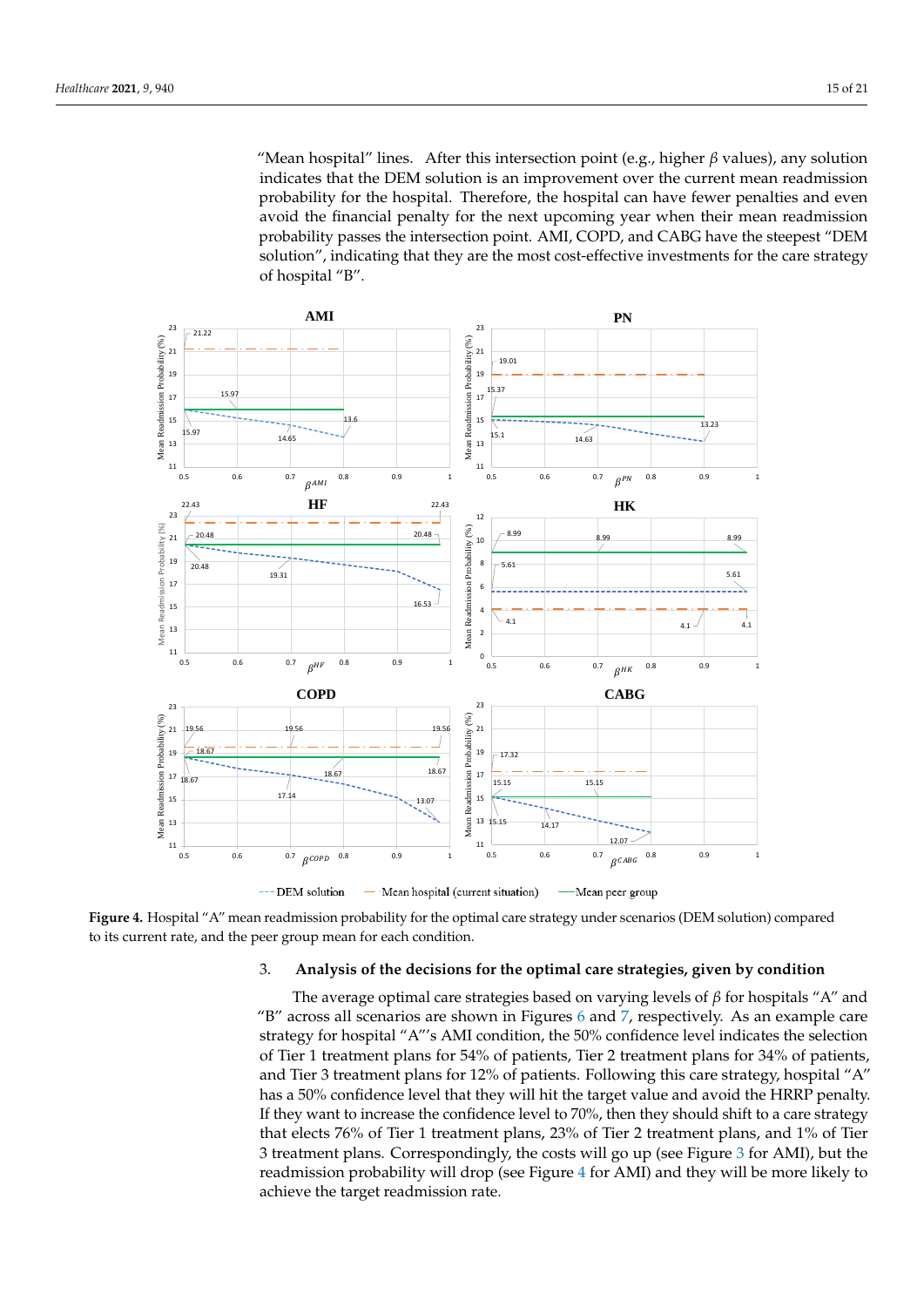"Mean hospital" lines. After this intersection point (e.g., higher $\beta$ values), any solution indicates that the DEM solution is an improvement over the current mean readmission probability for the hospital. Therefore, the hospital can have fewer penalties and even avoid the financial penalty for the next upcoming year when their mean readmission probability passes the intersection point. AMI, COPD, and CABG have the steepest "DEM solution", indicating that they are the most cost-effective investments for the care strategy of hospital "B".

Figure 4. Hospital "A" mean readmission probability for the optimal care strategy under scenarios (DEM solution) compared to its current rate, and the peer group mean for each condition.

3. **Analysis of the decisions for the optimal care strategies, given by condition**

The average optimal care strategies based on varying levels of $\beta$ for hospitals "A" and "B" across all scenarios are shown in Figures 6 and 7, respectively. As an example care strategy for hospital "A"'s AMI condition, the 50% confidence level indicates the selection of Tier 1 treatment plans for 54% of patients, Tier 2 treatment plans for 34% of patients, and Tier 3 treatment plans for 12% of patients. Following this care strategy, hospital "A" has a 50% confidence level that they will hit the target value and avoid the HRRP penalty. If they want to increase the confidence level to 70%, then they should shift to a care strategy that elects 76% of Tier 1 treatment plans, 23% of Tier 2 treatment plans, and 1% of Tier 3 treatment plans. Correspondingly, the costs will go up (see Figure 3 for AMI), but the readmission probability will drop (see Figure 4 for AMI) and they will be more likely to achieve the target readmission rate.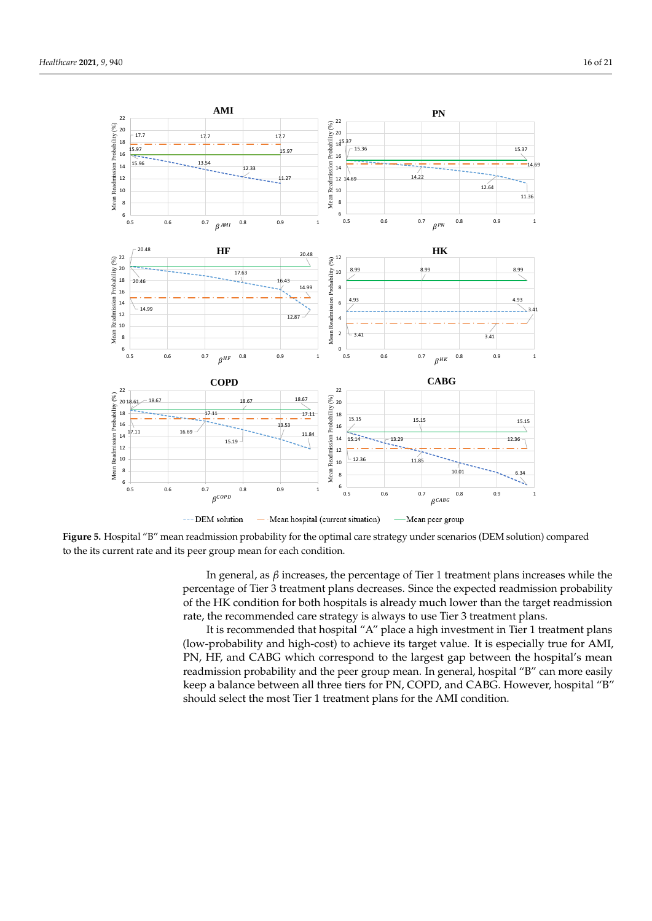**Figure 5.** Hospital "B" mean readmission probability for the optimal care strategy under scenarios (DEM solution) compared to the its current rate and its peer group mean for each condition.

In general, as $\beta$ increases, the percentage of Tier 1 treatment plans increases while the percentage of Tier 3 treatment plans decreases. Since the expected readmission probability of the HK condition for both hospitals is already much lower than the target readmission rate, the recommended care strategy is always to use Tier 3 treatment plans.

It is recommended that hospital "A" place a high investment in Tier 1 treatment plans (low-probability and high-cost) to achieve its target value. It is especially true for AMI, PN, HF, and CABG which correspond to the largest gap between the hospital's mean readmission probability and the peer group mean. In general, hospital "B" can more easily keep a balance between all three tiers for PN, COPD, and CABG. However, hospital "B" should select the most Tier 1 treatment plans for the AMI condition.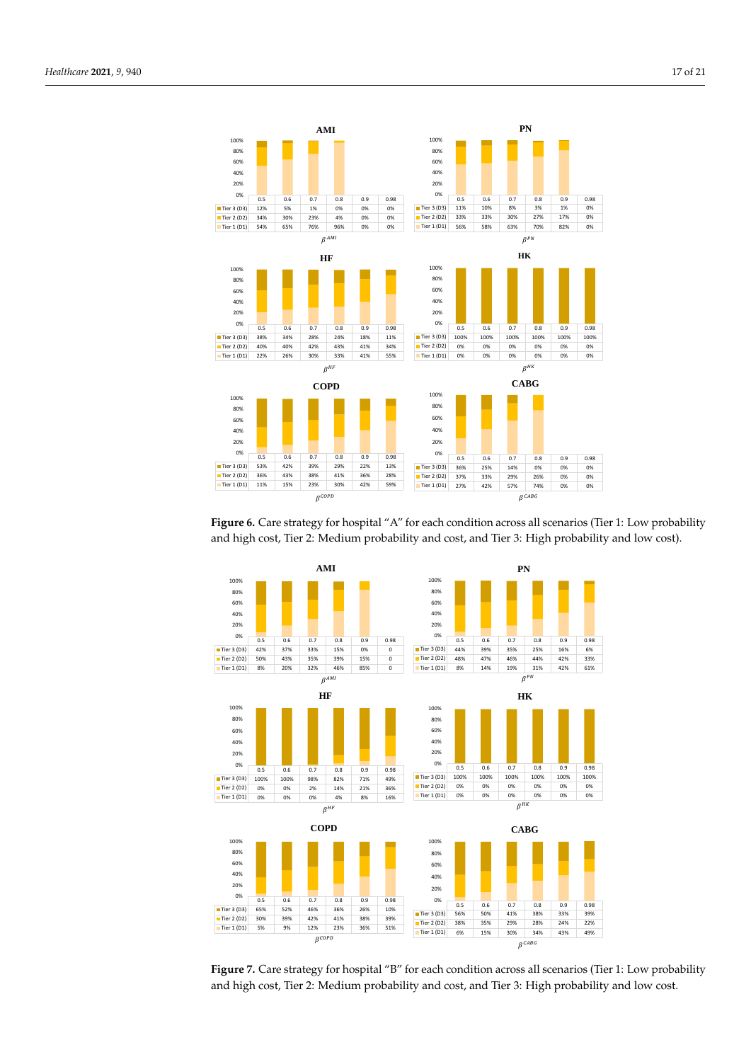**AMI**

| | 0.5 | 0.6 | 0.7 | 0.8 | 0.9 | 0.98 |
|---|---|---|---|---|---|---|
| Tier 3 (D3) | 12% | 5% | 1% | 0% | 0% | 0% |
| Tier 2 (D2) | 34% | 30% | 23% | 4% | 0% | 0% |
| Tier 1 (D1) | 54% | 65% | 76% | 96% | 0% | 0% |

$\beta^{AMI}$

**PN**

| | 0.5 | 0.6 | 0.7 | 0.8 | 0.9 | 0.98 |
|---|---|---|---|---|---|---|
| Tier 3 (D3) | 11% | 10% | 8% | 3% | 1% | 0% |
| Tier 2 (D2) | 33% | 33% | 30% | 27% | 17% | 0% |
| Tier 1 (D1) | 56% | 58% | 63% | 70% | 82% | 0% |

$\beta^{PN}$

**HF**

| | 0.5 | 0.6 | 0.7 | 0.8 | 0.9 | 0.98 |
|---|---|---|---|---|---|---|
| Tier 3 (D3) | 38% | 34% | 28% | 24% | 18% | 11% |
| Tier 2 (D2) | 40% | 40% | 42% | 43% | 41% | 34% |
| Tier 1 (D1) | 22% | 26% | 30% | 33% | 41% | 55% |

$\beta^{HF}$

**HK**

| | 0.5 | 0.6 | 0.7 | 0.8 | 0.9 | 0.98 |
|---|---|---|---|---|---|---|
| Tier 3 (D3) | 100% | 100% | 100% | 100% | 100% | 100% |
| Tier 2 (D2) | 0% | 0% | 0% | 0% | 0% | 0% |
| Tier 1 (D1) | 0% | 0% | 0% | 0% | 0% | 0% |

$\beta^{HK}$

**COPD**

| | 0.5 | 0.6 | 0.7 | 0.8 | 0.9 | 0.98 |
|---|---|---|---|---|---|---|
| Tier 3 (D3) | 53% | 42% | 39% | 29% | 22% | 13% |
| Tier 2 (D2) | 36% | 43% | 38% | 41% | 36% | 28% |
| Tier 1 (D1) | 11% | 15% | 23% | 30% | 42% | 59% |

$\beta^{COPD}$

**CABG**

| | 0.5 | 0.6 | 0.7 | 0.8 | 0.9 | 0.98 |
|---|---|---|---|---|---|---|
| Tier 3 (D3) | 36% | 25% | 14% | 0% | 0% | 0% |
| Tier 2 (D2) | 37% | 33% | 29% | 26% | 0% | 0% |
| Tier 1 (D1) | 27% | 42% | 57% | 74% | 0% | 0% |

$\beta^{CABG}$

**Figure 6.** Care strategy for hospital "A" for each condition across all scenarios (Tier 1: Low probability and high cost, Tier 2: Medium probability and cost, and Tier 3: High probability and low cost).

**AMI**

| | 0.5 | 0.6 | 0.7 | 0.8 | 0.9 | 0.98 |
|---|---|---|---|---|---|---|
| Tier 3 (D3) | 42% | 37% | 33% | 15% | 0% | 0 |
| Tier 2 (D2) | 50% | 43% | 35% | 39% | 15% | 0 |
| Tier 1 (D1) | 8% | 20% | 32% | 46% | 85% | 0 |

$\beta^{AMI}$

**PN**

| | 0.5 | 0.6 | 0.7 | 0.8 | 0.9 | 0.98 |
|---|---|---|---|---|---|---|
| Tier 3 (D3) | 44% | 39% | 35% | 25% | 16% | 6% |
| Tier 2 (D2) | 48% | 47% | 46% | 44% | 42% | 33% |
| Tier 1 (D1) | 8% | 14% | 19% | 31% | 42% | 61% |

$\beta^{PN}$

**HF**

| | 0.5 | 0.6 | 0.7 | 0.8 | 0.9 | 0.98 |
|---|---|---|---|---|---|---|
| Tier 3 (D3) | 100% | 100% | 98% | 82% | 71% | 49% |
| Tier 2 (D2) | 0% | 0% | 2% | 14% | 21% | 36% |
| Tier 1 (D1) | 0% | 0% | 0% | 4% | 8% | 16% |

$\beta^{HF}$

**HK**

| | 0.5 | 0.6 | 0.7 | 0.8 | 0.9 | 0.98 |
|---|---|---|---|---|---|---|
| Tier 3 (D3) | 100% | 100% | 100% | 100% | 100% | 100% |
| Tier 2 (D2) | 0% | 0% | 0% | 0% | 0% | 0% |
| Tier 1 (D1) | 0% | 0% | 0% | 0% | 0% | 0% |

$\beta^{HK}$

**COPD**

| | 0.5 | 0.6 | 0.7 | 0.8 | 0.9 | 0.98 |
|---|---|---|---|---|---|---|
| Tier 3 (D3) | 65% | 52% | 46% | 36% | 26% | 10% |
| Tier 2 (D2) | 30% | 39% | 42% | 41% | 38% | 39% |
| Tier 1 (D1) | 5% | 9% | 12% | 23% | 36% | 51% |

$\beta^{COPD}$

**CABG**

| | 0.5 | 0.6 | 0.7 | 0.8 | 0.9 | 0.98 |
|---|---|---|---|---|---|---|
| Tier 3 (D3) | 56% | 50% | 41% | 38% | 33% | 39% |
| Tier 2 (D2) | 38% | 35% | 29% | 28% | 24% | 22% |
| Tier 1 (D1) | 6% | 15% | 30% | 34% | 43% | 49% |

$\beta^{CABG}$

**Figure 7.** Care strategy for hospital "B" for each condition across all scenarios (Tier 1: Low probability and high cost, Tier 2: Medium probability and cost, and Tier 3: High probability and low cost.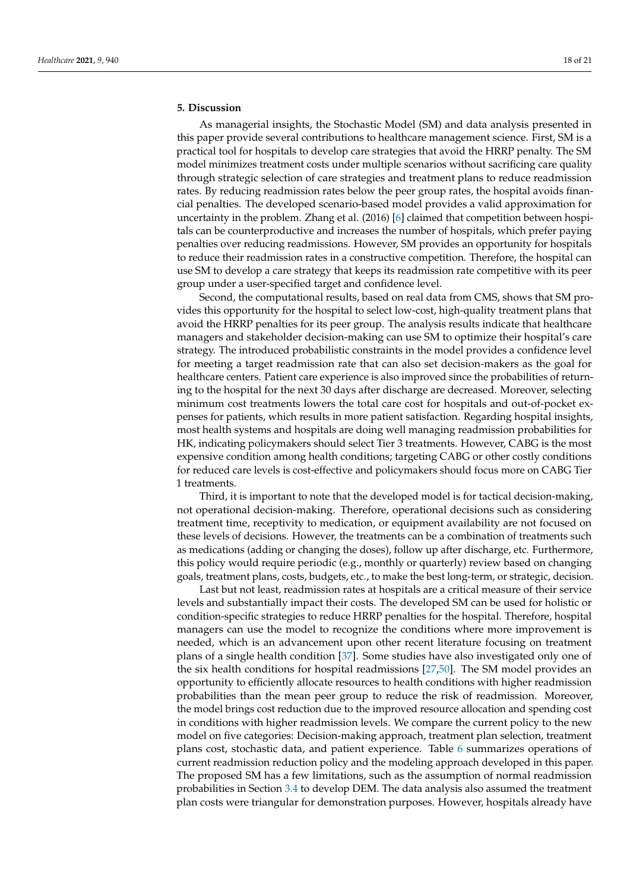## 5. Discussion

As managerial insights, the Stochastic Model (SM) and data analysis presented in this paper provide several contributions to healthcare management science. First, SM is a practical tool for hospitals to develop care strategies that avoid the HRRP penalty. The SM model minimizes treatment costs under multiple scenarios without sacrificing care quality through strategic selection of care strategies and treatment plans to reduce readmission rates. By reducing readmission rates below the peer group rates, the hospital avoids financial penalties. The developed scenario-based model provides a valid approximation for uncertainty in the problem. Zhang et al. (2016) [6] claimed that competition between hospitals can be counterproductive and increases the number of hospitals, which prefer paying penalties over reducing readmissions. However, SM provides an opportunity for hospitals to reduce their readmission rates in a constructive competition. Therefore, the hospital can use SM to develop a care strategy that keeps its readmission rate competitive with its peer group under a user-specified target and confidence level.

Second, the computational results, based on real data from CMS, shows that SM provides this opportunity for the hospital to select low-cost, high-quality treatment plans that avoid the HRRP penalties for its peer group. The analysis results indicate that healthcare managers and stakeholder decision-making can use SM to optimize their hospital's care strategy. The introduced probabilistic constraints in the model provides a confidence level for meeting a target readmission rate that can also set decision-makers as the goal for healthcare centers. Patient care experience is also improved since the probabilities of returning to the hospital for the next 30 days after discharge are decreased. Moreover, selecting minimum cost treatments lowers the total care cost for hospitals and out-of-pocket expenses for patients, which results in more patient satisfaction. Regarding hospital insights, most health systems and hospitals are doing well managing readmission probabilities for HK, indicating policymakers should select Tier 3 treatments. However, CABG is the most expensive condition among health conditions; targeting CABG or other costly conditions for reduced care levels is cost-effective and policymakers should focus more on CABG Tier 1 treatments.

Third, it is important to note that the developed model is for tactical decision-making, not operational decision-making. Therefore, operational decisions such as considering treatment time, receptivity to medication, or equipment availability are not focused on these levels of decisions. However, the treatments can be a combination of treatments such as medications (adding or changing the doses), follow up after discharge, etc. Furthermore, this policy would require periodic (e.g., monthly or quarterly) review based on changing goals, treatment plans, costs, budgets, etc., to make the best long-term, or strategic, decision.

Last but not least, readmission rates at hospitals are a critical measure of their service levels and substantially impact their costs. The developed SM can be used for holistic or condition-specific strategies to reduce HRRP penalties for the hospital. Therefore, hospital managers can use the model to recognize the conditions where more improvement is needed, which is an advancement upon other recent literature focusing on treatment plans of a single health condition [37]. Some studies have also investigated only one of the six health conditions for hospital readmissions [27,50]. The SM model provides an opportunity to efficiently allocate resources to health conditions with higher readmission probabilities than the mean peer group to reduce the risk of readmission. Moreover, the model brings cost reduction due to the improved resource allocation and spending cost in conditions with higher readmission levels. We compare the current policy to the new model on five categories: Decision-making approach, treatment plan selection, treatment plans cost, stochastic data, and patient experience. Table 6 summarizes operations of current readmission reduction policy and the modeling approach developed in this paper. The proposed SM has a few limitations, such as the assumption of normal readmission probabilities in Section 3.4 to develop DEM. The data analysis also assumed the treatment plan costs were triangular for demonstration purposes. However, hospitals already have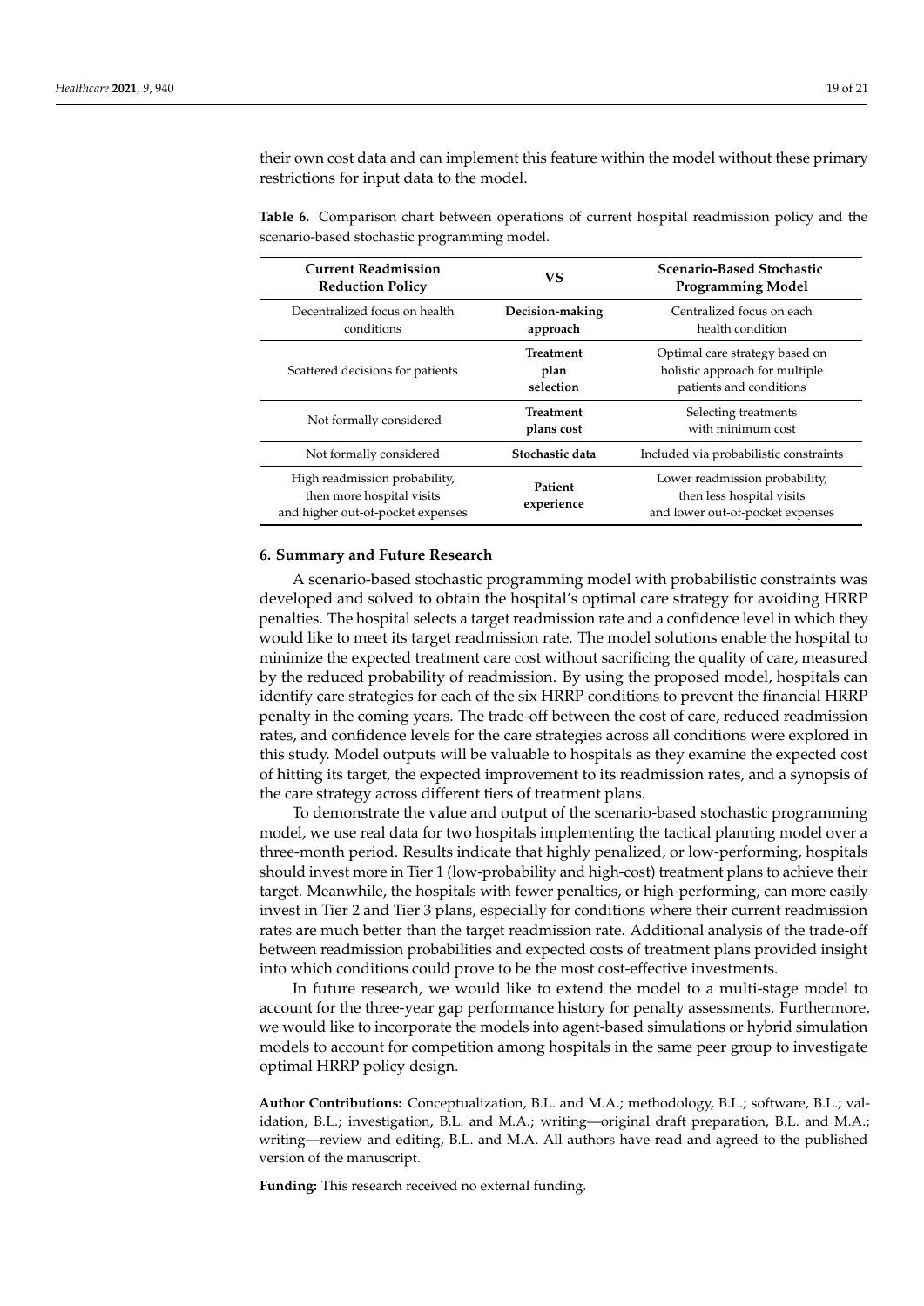their own cost data and can implement this feature within the model without these primary restrictions for input data to the model.

**Table 6.** Comparison chart between operations of current hospital readmission policy and the scenario-based stochastic programming model.

| Current Readmission Reduction Policy | VS | Scenario-Based Stochastic Programming Model |
|---|---|---|
| Decentralized focus on health conditions | **Decision-making approach** | Centralized focus on each health condition |
| Scattered decisions for patients | **Treatment plan selection** | Optimal care strategy based on holistic approach for multiple patients and conditions |
| Not formally considered | **Treatment plans cost** | Selecting treatments with minimum cost |
| Not formally considered | **Stochastic data** | Included via probabilistic constraints |
| High readmission probability, then more hospital visits and higher out-of-pocket expenses | **Patient experience** | Lower readmission probability, then less hospital visits and lower out-of-pocket expenses |

## 6. Summary and Future Research

A scenario-based stochastic programming model with probabilistic constraints was developed and solved to obtain the hospital's optimal care strategy for avoiding HRRP penalties. The hospital selects a target readmission rate and a confidence level in which they would like to meet its target readmission rate. The model solutions enable the hospital to minimize the expected treatment care cost without sacrificing the quality of care, measured by the reduced probability of readmission. By using the proposed model, hospitals can identify care strategies for each of the six HRRP conditions to prevent the financial HRRP penalty in the coming years. The trade-off between the cost of care, reduced readmission rates, and confidence levels for the care strategies across all conditions were explored in this study. Model outputs will be valuable to hospitals as they examine the expected cost of hitting its target, the expected improvement to its readmission rates, and a synopsis of the care strategy across different tiers of treatment plans.

To demonstrate the value and output of the scenario-based stochastic programming model, we use real data for two hospitals implementing the tactical planning model over a three-month period. Results indicate that highly penalized, or low-performing, hospitals should invest more in Tier 1 (low-probability and high-cost) treatment plans to achieve their target. Meanwhile, the hospitals with fewer penalties, or high-performing, can more easily invest in Tier 2 and Tier 3 plans, especially for conditions where their current readmission rates are much better than the target readmission rate. Additional analysis of the trade-off between readmission probabilities and expected costs of treatment plans provided insight into which conditions could prove to be the most cost-effective investments.

In future research, we would like to extend the model to a multi-stage model to account for the three-year gap performance history for penalty assessments. Furthermore, we would like to incorporate the models into agent-based simulations or hybrid simulation models to account for competition among hospitals in the same peer group to investigate optimal HRRP policy design.

**Author Contributions:** Conceptualization, B.L. and M.A.; methodology, B.L.; software, B.L.; validation, B.L.; investigation, B.L. and M.A.; writing—original draft preparation, B.L. and M.A.; writing—review and editing, B.L. and M.A. All authors have read and agreed to the published version of the manuscript.

**Funding:** This research received no external funding.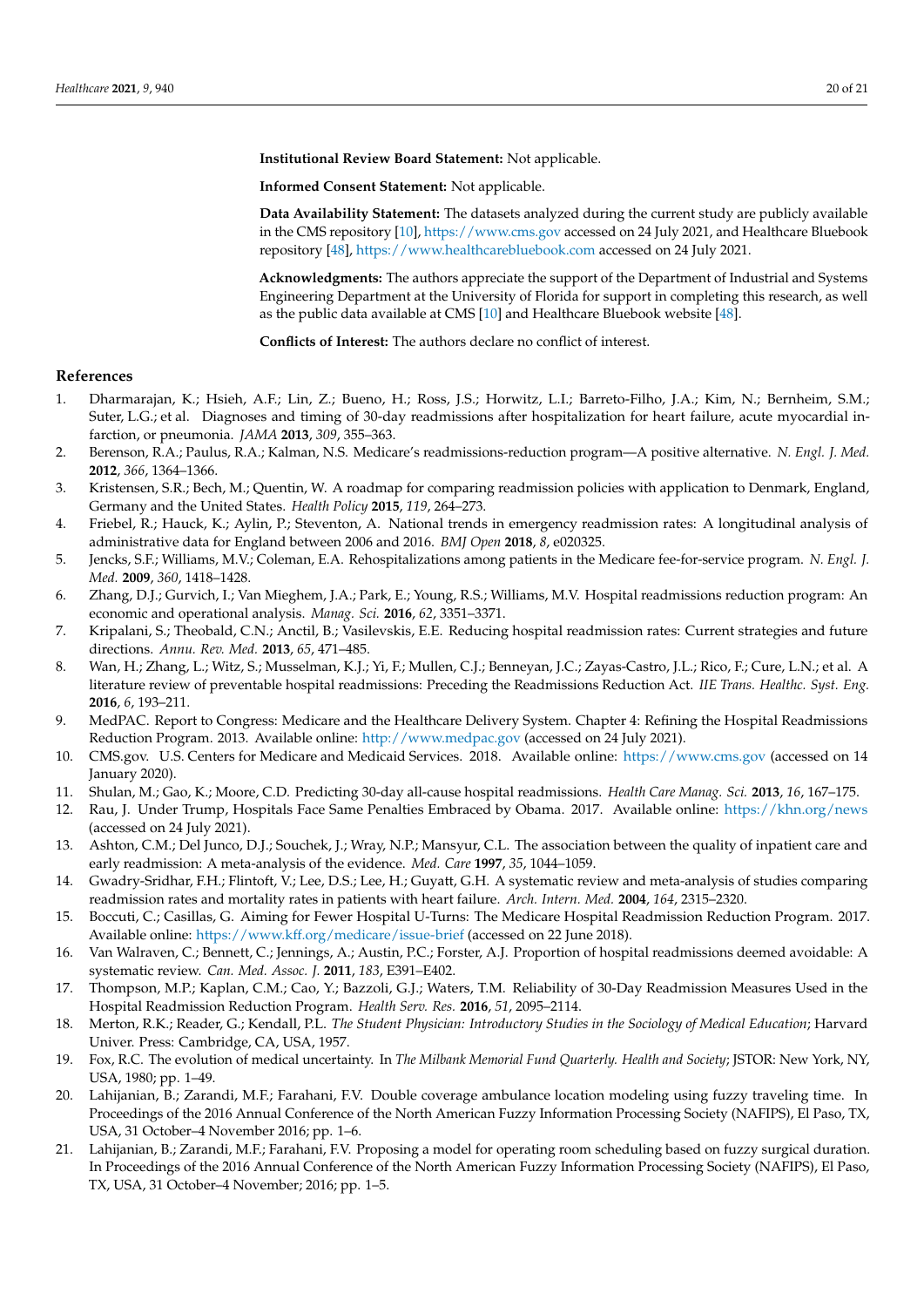**Institutional Review Board Statement:** Not applicable.

**Informed Consent Statement:** Not applicable.

**Data Availability Statement:** The datasets analyzed during the current study are publicly available in the CMS repository [10], https://www.cms.gov accessed on 24 July 2021, and Healthcare Bluebook repository [48], https://www.healthcarebluebook.com accessed on 24 July 2021.

**Acknowledgments:** The authors appreciate the support of the Department of Industrial and Systems Engineering Department at the University of Florida for support in completing this research, as well as the public data available at CMS [10] and Healthcare Bluebook website [48].

**Conflicts of Interest:** The authors declare no conflict of interest.

## References

1. Dharmarajan, K.; Hsieh, A.F.; Lin, Z.; Bueno, H.; Ross, J.S.; Horwitz, L.I.; Barreto-Filho, J.A.; Kim, N.; Bernheim, S.M.; Suter, L.G.; et al. Diagnoses and timing of 30-day readmissions after hospitalization for heart failure, acute myocardial infarction, or pneumonia. *JAMA* **2013**, *309*, 355–363.
2. Berenson, R.A.; Paulus, R.A.; Kalman, N.S. Medicare's readmissions-reduction program—A positive alternative. *N. Engl. J. Med.* **2012**, *366*, 1364–1366.
3. Kristensen, S.R.; Bech, M.; Quentin, W. A roadmap for comparing readmission policies with application to Denmark, England, Germany and the United States. *Health Policy* **2015**, *119*, 264–273.
4. Friebel, R.; Hauck, K.; Aylin, P.; Steventon, A. National trends in emergency readmission rates: A longitudinal analysis of administrative data for England between 2006 and 2016. *BMJ Open* **2018**, *8*, e020325.
5. Jencks, S.F.; Williams, M.V.; Coleman, E.A. Rehospitalizations among patients in the Medicare fee-for-service program. *N. Engl. J. Med.* **2009**, *360*, 1418–1428.
6. Zhang, D.J.; Gurvich, I.; Van Mieghem, J.A.; Park, E.; Young, R.S.; Williams, M.V. Hospital readmissions reduction program: An economic and operational analysis. *Manag. Sci.* **2016**, *62*, 3351–3371.
7. Kripalani, S.; Theobald, C.N.; Anctil, B.; Vasilevskis, E.E. Reducing hospital readmission rates: Current strategies and future directions. *Annu. Rev. Med.* **2013**, *65*, 471–485.
8. Wan, H.; Zhang, L.; Witz, S.; Musselman, K.J.; Yi, F.; Mullen, C.J.; Benneyan, J.C.; Zayas-Castro, J.L.; Rico, F.; Cure, L.N.; et al. A literature review of preventable hospital readmissions: Preceding the Readmissions Reduction Act. *IIE Trans. Healthc. Syst. Eng.* **2016**, *6*, 193–211.
9. MedPAC. Report to Congress: Medicare and the Healthcare Delivery System. Chapter 4: Refining the Hospital Readmissions Reduction Program. 2013. Available online: http://www.medpac.gov (accessed on 24 July 2021).
10. CMS.gov. U.S. Centers for Medicare and Medicaid Services. 2018. Available online: https://www.cms.gov (accessed on 14 January 2020).
11. Shulan, M.; Gao, K.; Moore, C.D. Predicting 30-day all-cause hospital readmissions. *Health Care Manag. Sci.* **2013**, *16*, 167–175.
12. Rau, J. Under Trump, Hospitals Face Same Penalties Embraced by Obama. 2017. Available online: https://khn.org/news (accessed on 24 July 2021).
13. Ashton, C.M.; Del Junco, D.J.; Souchek, J.; Wray, N.P.; Mansyur, C.L. The association between the quality of inpatient care and early readmission: A meta-analysis of the evidence. *Med. Care* **1997**, *35*, 1044–1059.
14. Gwadry-Sridhar, F.H.; Flintoft, V.; Lee, D.S.; Lee, H.; Guyatt, G.H. A systematic review and meta-analysis of studies comparing readmission rates and mortality rates in patients with heart failure. *Arch. Intern. Med.* **2004**, *164*, 2315–2320.
15. Boccuti, C.; Casillas, G. Aiming for Fewer Hospital U-Turns: The Medicare Hospital Readmission Reduction Program. 2017. Available online: https://www.kff.org/medicare/issue-brief (accessed on 22 June 2018).
16. Van Walraven, C.; Bennett, C.; Jennings, A.; Austin, P.C.; Forster, A.J. Proportion of hospital readmissions deemed avoidable: A systematic review. *Can. Med. Assoc. J.* **2011**, *183*, E391–E402.
17. Thompson, M.P.; Kaplan, C.M.; Cao, Y.; Bazzoli, G.J.; Waters, T.M. Reliability of 30-Day Readmission Measures Used in the Hospital Readmission Reduction Program. *Health Serv. Res.* **2016**, *51*, 2095–2114.
18. Merton, R.K.; Reader, G.; Kendall, P.L. *The Student Physician: Introductory Studies in the Sociology of Medical Education*; Harvard Univer. Press: Cambridge, CA, USA, 1957.
19. Fox, R.C. The evolution of medical uncertainty. In *The Milbank Memorial Fund Quarterly. Health and Society*; JSTOR: New York, NY, USA, 1980; pp. 1–49.
20. Lahijanian, B.; Zarandi, M.F.; Farahani, F.V. Double coverage ambulance location modeling using fuzzy traveling time. In Proceedings of the 2016 Annual Conference of the North American Fuzzy Information Processing Society (NAFIPS), El Paso, TX, USA, 31 October–4 November 2016; pp. 1–6.
21. Lahijanian, B.; Zarandi, M.F.; Farahani, F.V. Proposing a model for operating room scheduling based on fuzzy surgical duration. In Proceedings of the 2016 Annual Conference of the North American Fuzzy Information Processing Society (NAFIPS), El Paso, TX, USA, 31 October–4 November; 2016; pp. 1–5.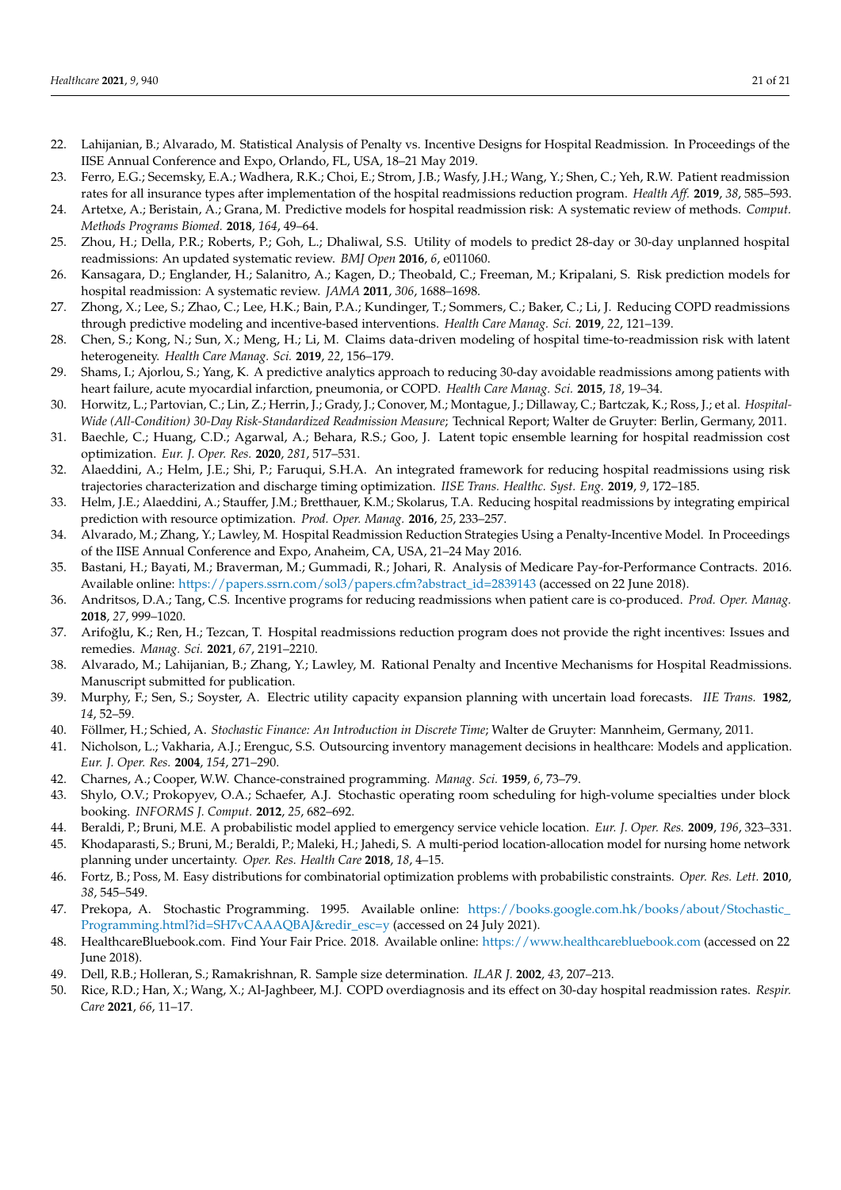22. Lahijanian, B.; Alvarado, M. Statistical Analysis of Penalty vs. Incentive Designs for Hospital Readmission. In Proceedings of the IISE Annual Conference and Expo, Orlando, FL, USA, 18–21 May 2019.
23. Ferro, E.G.; Secemsky, E.A.; Wadhera, R.K.; Choi, E.; Strom, J.B.; Wasfy, J.H.; Wang, Y.; Shen, C.; Yeh, R.W. Patient readmission rates for all insurance types after implementation of the hospital readmissions reduction program. *Health Aff.* **2019**, *38*, 585–593.
24. Artetxe, A.; Beristain, A.; Grana, M. Predictive models for hospital readmission risk: A systematic review of methods. *Comput. Methods Programs Biomed.* **2018**, *164*, 49–64.
25. Zhou, H.; Della, P.R.; Roberts, P.; Goh, L.; Dhaliwal, S.S. Utility of models to predict 28-day or 30-day unplanned hospital readmissions: An updated systematic review. *BMJ Open* **2016**, *6*, e011060.
26. Kansagara, D.; Englander, H.; Salanitro, A.; Kagen, D.; Theobald, C.; Freeman, M.; Kripalani, S. Risk prediction models for hospital readmission: A systematic review. *JAMA* **2011**, *306*, 1688–1698.
27. Zhong, X.; Lee, S.; Zhao, C.; Lee, H.K.; Bain, P.A.; Kundinger, T.; Sommers, C.; Baker, C.; Li, J. Reducing COPD readmissions through predictive modeling and incentive-based interventions. *Health Care Manag. Sci.* **2019**, *22*, 121–139.
28. Chen, S.; Kong, N.; Sun, X.; Meng, H.; Li, M. Claims data-driven modeling of hospital time-to-readmission risk with latent heterogeneity. *Health Care Manag. Sci.* **2019**, *22*, 156–179.
29. Shams, I.; Ajorlou, S.; Yang, K. A predictive analytics approach to reducing 30-day avoidable readmissions among patients with heart failure, acute myocardial infarction, pneumonia, or COPD. *Health Care Manag. Sci.* **2015**, *18*, 19–34.
30. Horwitz, L.; Partovian, C.; Lin, Z.; Herrin, J.; Grady, J.; Conover, M.; Montague, J.; Dillaway, C.; Bartczak, K.; Ross, J.; et al. *Hospital-Wide (All-Condition) 30-Day Risk-Standardized Readmission Measure*; Technical Report; Walter de Gruyter: Berlin, Germany, 2011.
31. Baechle, C.; Huang, C.D.; Agarwal, A.; Behara, R.S.; Goo, J. Latent topic ensemble learning for hospital readmission cost optimization. *Eur. J. Oper. Res.* **2020**, *281*, 517–531.
32. Alaeddini, A.; Helm, J.E.; Shi, P.; Faruqui, S.H.A. An integrated framework for reducing hospital readmissions using risk trajectories characterization and discharge timing optimization. *IISE Trans. Healthc. Syst. Eng.* **2019**, *9*, 172–185.
33. Helm, J.E.; Alaeddini, A.; Stauffer, J.M.; Bretthauer, K.M.; Skolarus, T.A. Reducing hospital readmissions by integrating empirical prediction with resource optimization. *Prod. Oper. Manag.* **2016**, *25*, 233–257.
34. Alvarado, M.; Zhang, Y.; Lawley, M. Hospital Readmission Reduction Strategies Using a Penalty-Incentive Model. In Proceedings of the IISE Annual Conference and Expo, Anaheim, CA, USA, 21–24 May 2016.
35. Bastani, H.; Bayati, M.; Braverman, M.; Gummadi, R.; Johari, R. Analysis of Medicare Pay-for-Performance Contracts. 2016. Available online: https://papers.ssrn.com/sol3/papers.cfm?abstract_id=2839143 (accessed on 22 June 2018).
36. Andritsos, D.A.; Tang, C.S. Incentive programs for reducing readmissions when patient care is co-produced. *Prod. Oper. Manag.* **2018**, *27*, 999–1020.
37. Arifoğlu, K.; Ren, H.; Tezcan, T. Hospital readmissions reduction program does not provide the right incentives: Issues and remedies. *Manag. Sci.* **2021**, *67*, 2191–2210.
38. Alvarado, M.; Lahijanian, B.; Zhang, Y.; Lawley, M. Rational Penalty and Incentive Mechanisms for Hospital Readmissions. Manuscript submitted for publication.
39. Murphy, F.; Sen, S.; Soyster, A. Electric utility capacity expansion planning with uncertain load forecasts. *IIE Trans.* **1982**, *14*, 52–59.
40. Föllmer, H.; Schied, A. *Stochastic Finance: An Introduction in Discrete Time*; Walter de Gruyter: Mannheim, Germany, 2011.
41. Nicholson, L.; Vakharia, A.J.; Erenguc, S.S. Outsourcing inventory management decisions in healthcare: Models and application. *Eur. J. Oper. Res.* **2004**, *154*, 271–290.
42. Charnes, A.; Cooper, W.W. Chance-constrained programming. *Manag. Sci.* **1959**, *6*, 73–79.
43. Shylo, O.V.; Prokopyev, O.A.; Schaefer, A.J. Stochastic operating room scheduling for high-volume specialties under block booking. *INFORMS J. Comput.* **2012**, *25*, 682–692.
44. Beraldi, P.; Bruni, M.E. A probabilistic model applied to emergency service vehicle location. *Eur. J. Oper. Res.* **2009**, *196*, 323–331.
45. Khodaparasti, S.; Bruni, M.; Beraldi, P.; Maleki, H.; Jahedi, S. A multi-period location-allocation model for nursing home network planning under uncertainty. *Oper. Res. Health Care* **2018**, *18*, 4–15.
46. Fortz, B.; Poss, M. Easy distributions for combinatorial optimization problems with probabilistic constraints. *Oper. Res. Lett.* **2010**, *38*, 545–549.
47. Prekopa, A. Stochastic Programming. 1995. Available online: https://books.google.com.hk/books/about/Stochastic_Programming.html?id=SH7vCAAAQBAJ&redir_esc=y (accessed on 24 July 2021).
48. HealthcareBluebook.com. Find Your Fair Price. 2018. Available online: https://www.healthcarebluebook.com (accessed on 22 June 2018).
49. Dell, R.B.; Holleran, S.; Ramakrishnan, R. Sample size determination. *ILAR J.* **2002**, *43*, 207–213.
50. Rice, R.D.; Han, X.; Wang, X.; Al-Jaghbeer, M.J. COPD overdiagnosis and its effect on 30-day hospital readmission rates. *Respir. Care* **2021**, *66*, 11–17.